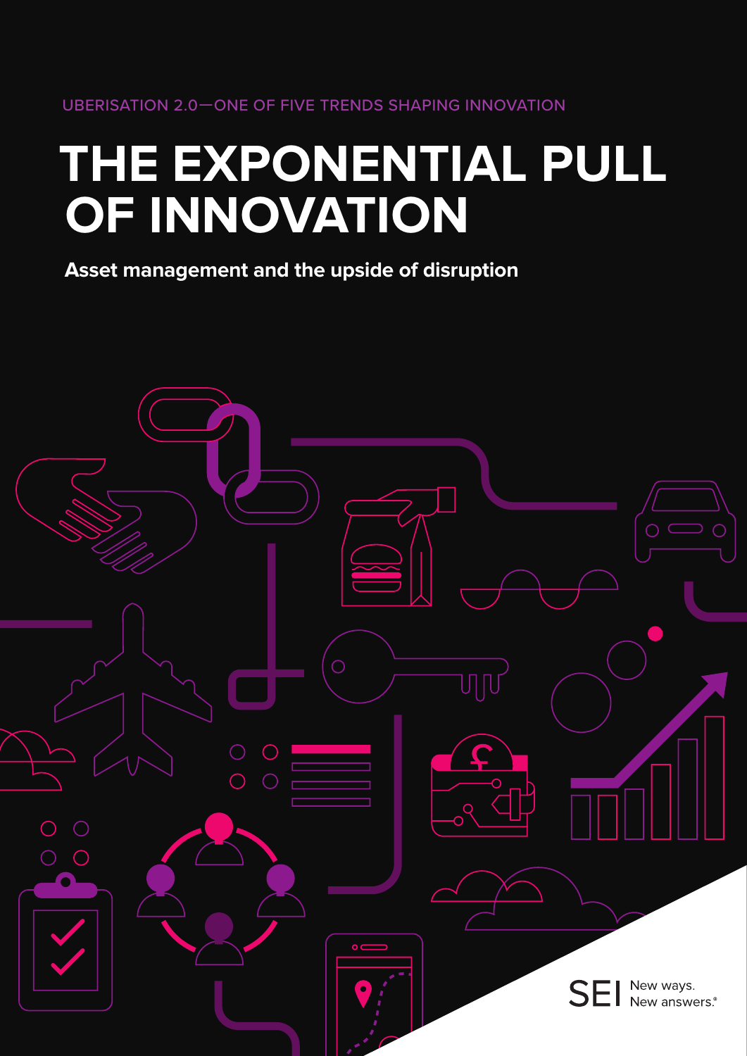UBERISATION 2.0—ONE OF FIVE TRENDS SHAPING INNOVATION

# THE EXPONENTIAL PULL OF INNOVATION

**Asset management and the upside of disruption**

SEI New ways. New answers.®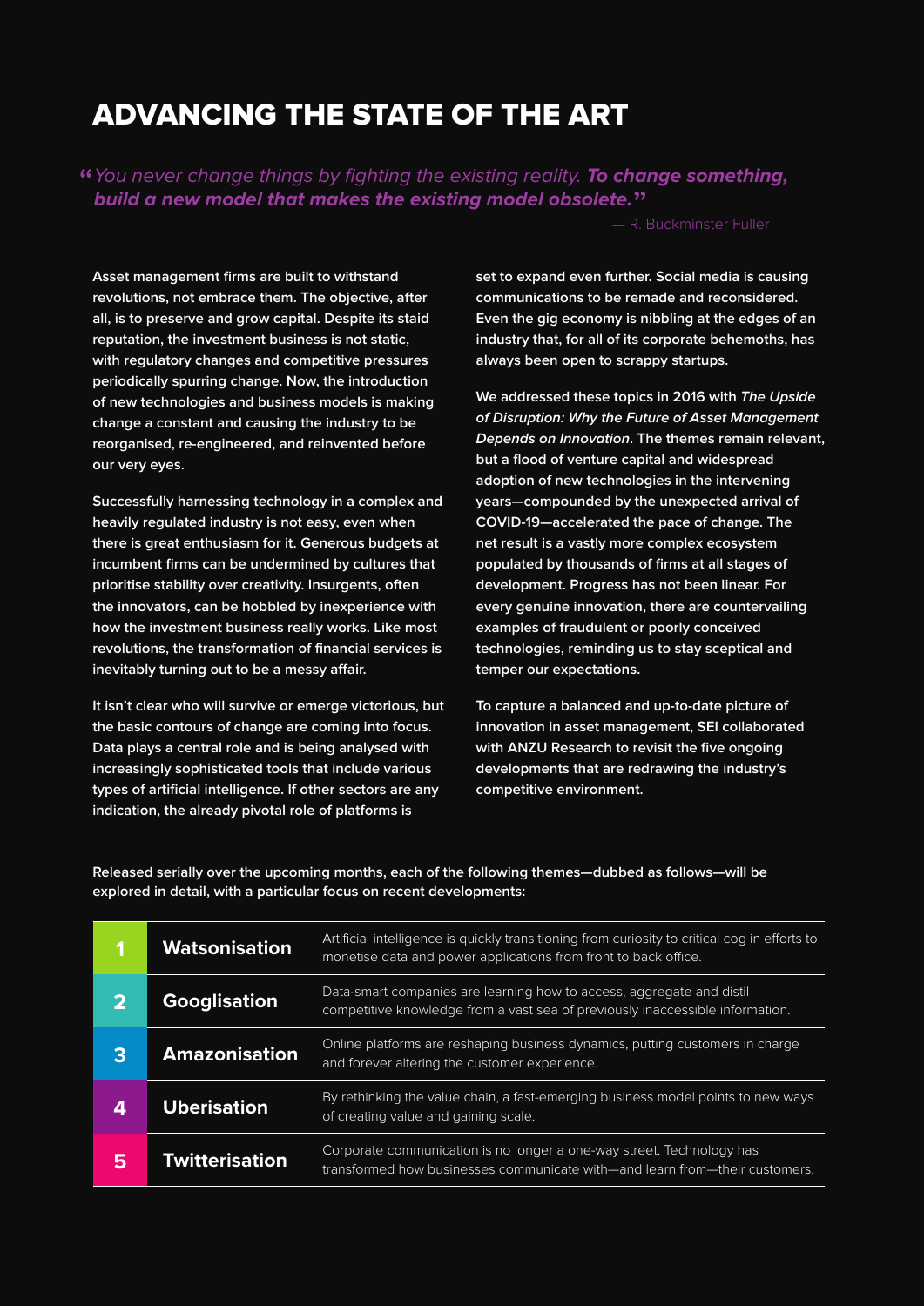# ADVANCING THE STATE OF THE ART

> "*You never change things by fighting the existing reality.* ***To change something, build a new model that makes the existing model obsolete.***"
>
> — R. Buckminster Fuller

**Asset management firms are built to withstand revolutions, not embrace them. The objective, after all, is to preserve and grow capital. Despite its staid reputation, the investment business is not static, with regulatory changes and competitive pressures periodically spurring change. Now, the introduction of new technologies and business models is making change a constant and causing the industry to be reorganised, re-engineered, and reinvented before our very eyes.**

**Successfully harnessing technology in a complex and heavily regulated industry is not easy, even when there is great enthusiasm for it. Generous budgets at incumbent firms can be undermined by cultures that prioritise stability over creativity. Insurgents, often the innovators, can be hobbled by inexperience with how the investment business really works. Like most revolutions, the transformation of financial services is inevitably turning out to be a messy affair.**

**It isn't clear who will survive or emerge victorious, but the basic contours of change are coming into focus. Data plays a central role and is being analysed with increasingly sophisticated tools that include various types of artificial intelligence. If other sectors are any indication, the already pivotal role of platforms is set to expand even further. Social media is causing communications to be remade and reconsidered. Even the gig economy is nibbling at the edges of an industry that, for all of its corporate behemoths, has always been open to scrappy startups.**

**We addressed these topics in 2016 with *The Upside of Disruption: Why the Future of Asset Management Depends on Innovation*. The themes remain relevant, but a flood of venture capital and widespread adoption of new technologies in the intervening years—compounded by the unexpected arrival of COVID-19—accelerated the pace of change. The net result is a vastly more complex ecosystem populated by thousands of firms at all stages of development. Progress has not been linear. For every genuine innovation, there are countervailing examples of fraudulent or poorly conceived technologies, reminding us to stay sceptical and temper our expectations.**

**To capture a balanced and up-to-date picture of innovation in asset management, SEI collaborated with ANZU Research to revisit the five ongoing developments that are redrawing the industry's competitive environment.**

**Released serially over the upcoming months, each of the following themes—dubbed as follows—will be explored in detail, with a particular focus on recent developments:**

| | | |
|---|---|---|
| **1** | **Watsonisation** | Artificial intelligence is quickly transitioning from curiosity to critical cog in efforts to monetise data and power applications from front to back office. |
| **2** | **Googlisation** | Data-smart companies are learning how to access, aggregate and distil competitive knowledge from a vast sea of previously inaccessible information. |
| **3** | **Amazonisation** | Online platforms are reshaping business dynamics, putting customers in charge and forever altering the customer experience. |
| **4** | **Uberisation** | By rethinking the value chain, a fast-emerging business model points to new ways of creating value and gaining scale. |
| **5** | **Twitterisation** | Corporate communication is no longer a one-way street. Technology has transformed how businesses communicate with—and learn from—their customers. |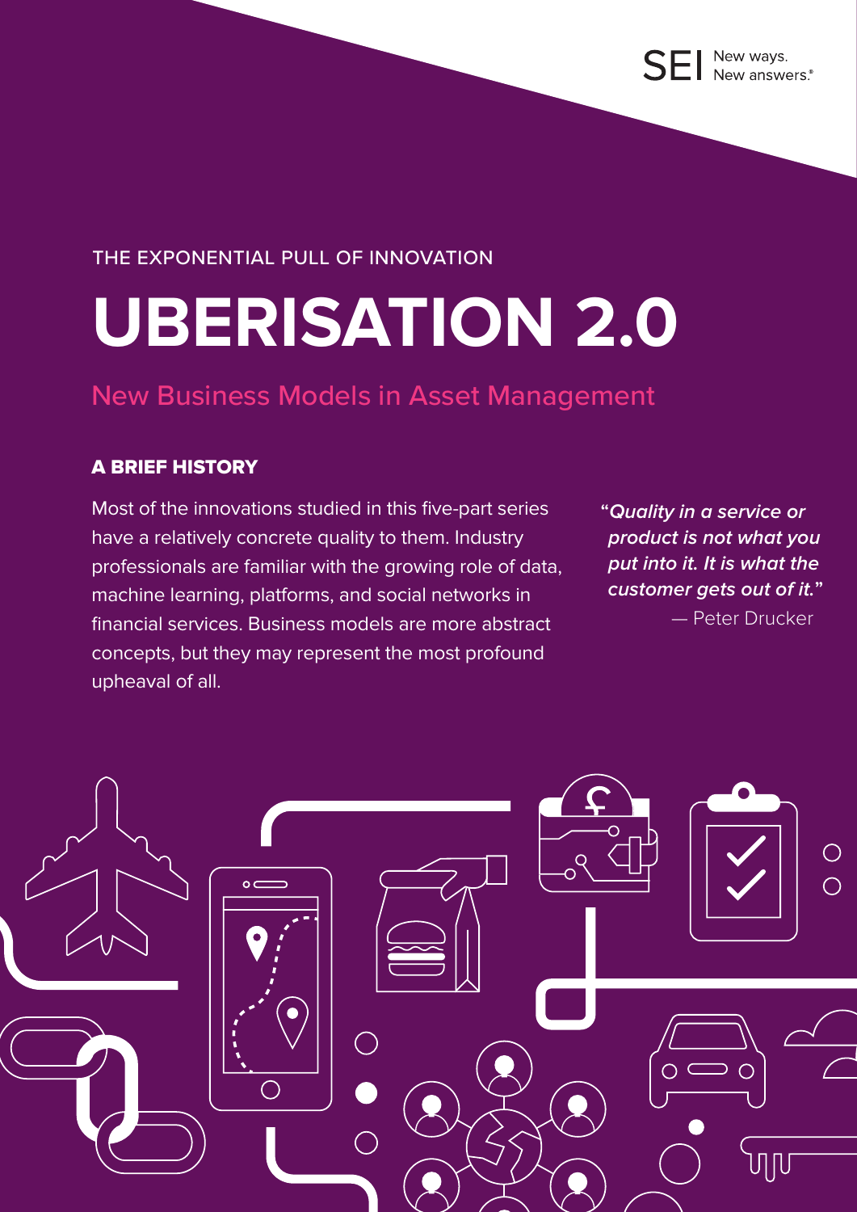THE EXPONENTIAL PULL OF INNOVATION

# UBERISATION 2.0

## New Business Models in Asset Management

### A BRIEF HISTORY

Most of the innovations studied in this five-part series have a relatively concrete quality to them. Industry professionals are familiar with the growing role of data, machine learning, platforms, and social networks in financial services. Business models are more abstract concepts, but they may represent the most profound upheaval of all.

> ***"Quality in a service or product is not what you put into it. It is what the customer gets out of it."***
> — Peter Drucker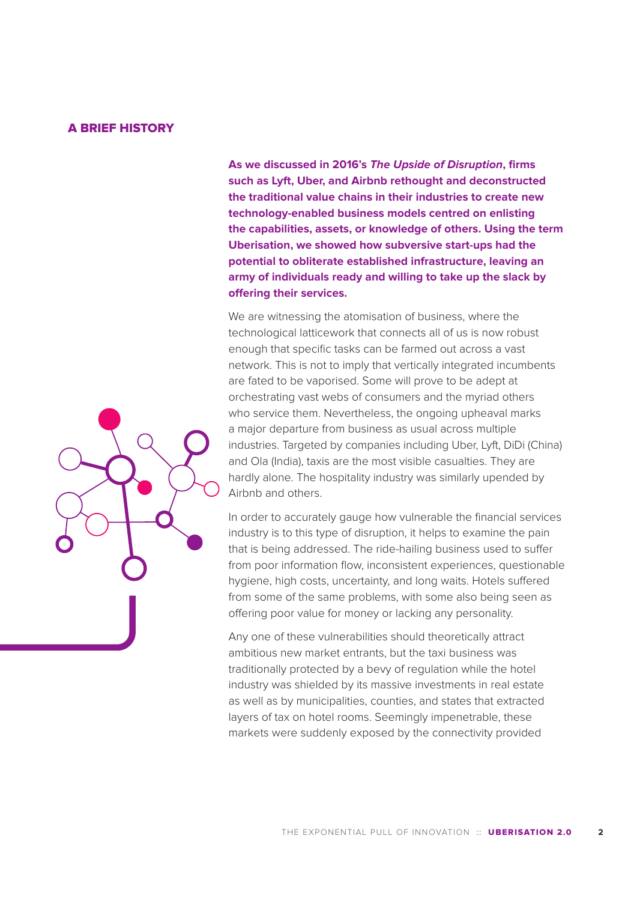## A BRIEF HISTORY

**As we discussed in 2016's *The Upside of Disruption*, firms such as Lyft, Uber, and Airbnb rethought and deconstructed the traditional value chains in their industries to create new technology-enabled business models centred on enlisting the capabilities, assets, or knowledge of others. Using the term Uberisation, we showed how subversive start-ups had the potential to obliterate established infrastructure, leaving an army of individuals ready and willing to take up the slack by offering their services.**

We are witnessing the atomisation of business, where the technological latticework that connects all of us is now robust enough that specific tasks can be farmed out across a vast network. This is not to imply that vertically integrated incumbents are fated to be vaporised. Some will prove to be adept at orchestrating vast webs of consumers and the myriad others who service them. Nevertheless, the ongoing upheaval marks a major departure from business as usual across multiple industries. Targeted by companies including Uber, Lyft, DiDi (China) and Ola (India), taxis are the most visible casualties. They are hardly alone. The hospitality industry was similarly upended by Airbnb and others.

In order to accurately gauge how vulnerable the financial services industry is to this type of disruption, it helps to examine the pain that is being addressed. The ride-hailing business used to suffer from poor information flow, inconsistent experiences, questionable hygiene, high costs, uncertainty, and long waits. Hotels suffered from some of the same problems, with some also being seen as offering poor value for money or lacking any personality.

Any one of these vulnerabilities should theoretically attract ambitious new market entrants, but the taxi business was traditionally protected by a bevy of regulation while the hotel industry was shielded by its massive investments in real estate as well as by municipalities, counties, and states that extracted layers of tax on hotel rooms. Seemingly impenetrable, these markets were suddenly exposed by the connectivity provided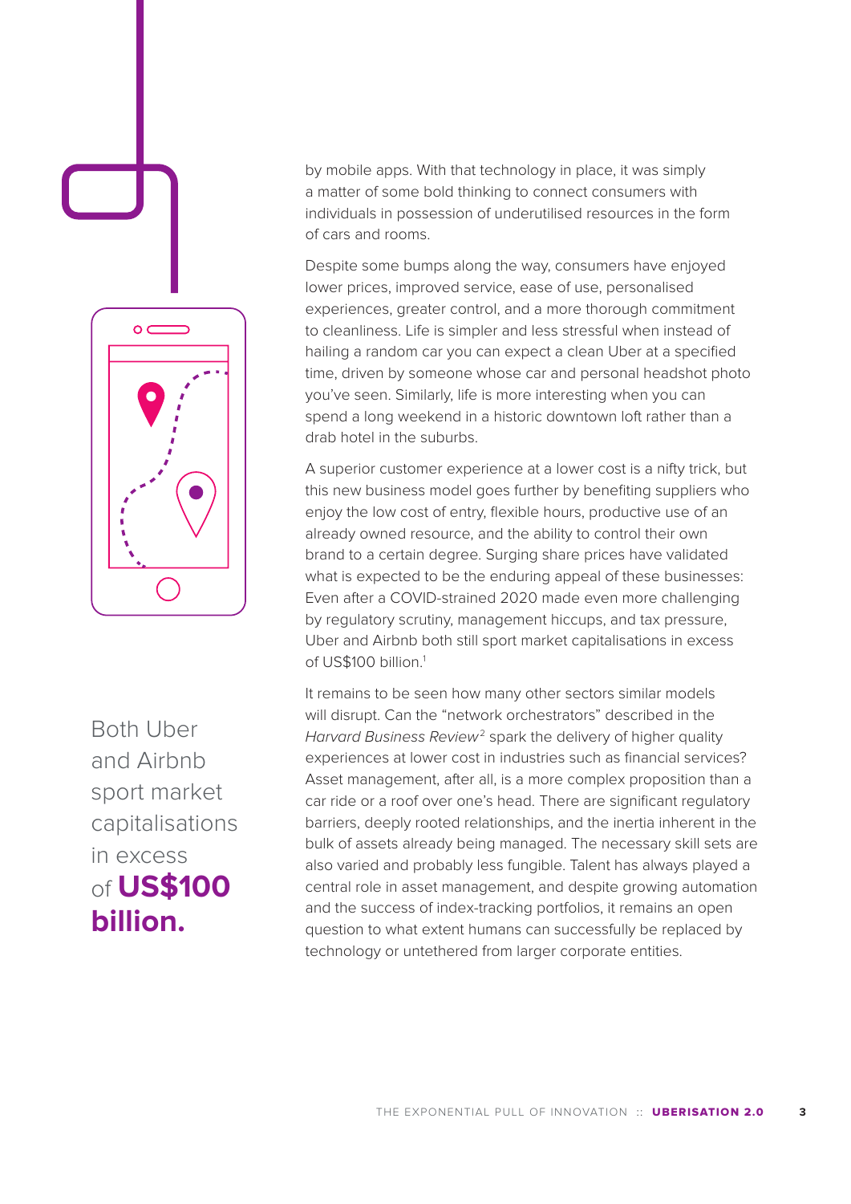by mobile apps. With that technology in place, it was simply a matter of some bold thinking to connect consumers with individuals in possession of underutilised resources in the form of cars and rooms.

Despite some bumps along the way, consumers have enjoyed lower prices, improved service, ease of use, personalised experiences, greater control, and a more thorough commitment to cleanliness. Life is simpler and less stressful when instead of hailing a random car you can expect a clean Uber at a specified time, driven by someone whose car and personal headshot photo you've seen. Similarly, life is more interesting when you can spend a long weekend in a historic downtown loft rather than a drab hotel in the suburbs.

A superior customer experience at a lower cost is a nifty trick, but this new business model goes further by benefiting suppliers who enjoy the low cost of entry, flexible hours, productive use of an already owned resource, and the ability to control their own brand to a certain degree. Surging share prices have validated what is expected to be the enduring appeal of these businesses: Even after a COVID-strained 2020 made even more challenging by regulatory scrutiny, management hiccups, and tax pressure, Uber and Airbnb both still sport market capitalisations in excess of US$100 billion.[1]

Both Uber and Airbnb sport market capitalisations in excess of **US$100 billion.**

It remains to be seen how many other sectors similar models will disrupt. Can the "network orchestrators" described in the *Harvard Business Review*[2] spark the delivery of higher quality experiences at lower cost in industries such as financial services? Asset management, after all, is a more complex proposition than a car ride or a roof over one's head. There are significant regulatory barriers, deeply rooted relationships, and the inertia inherent in the bulk of assets already being managed. The necessary skill sets are also varied and probably less fungible. Talent has always played a central role in asset management, and despite growing automation and the success of index-tracking portfolios, it remains an open question to what extent humans can successfully be replaced by technology or untethered from larger corporate entities.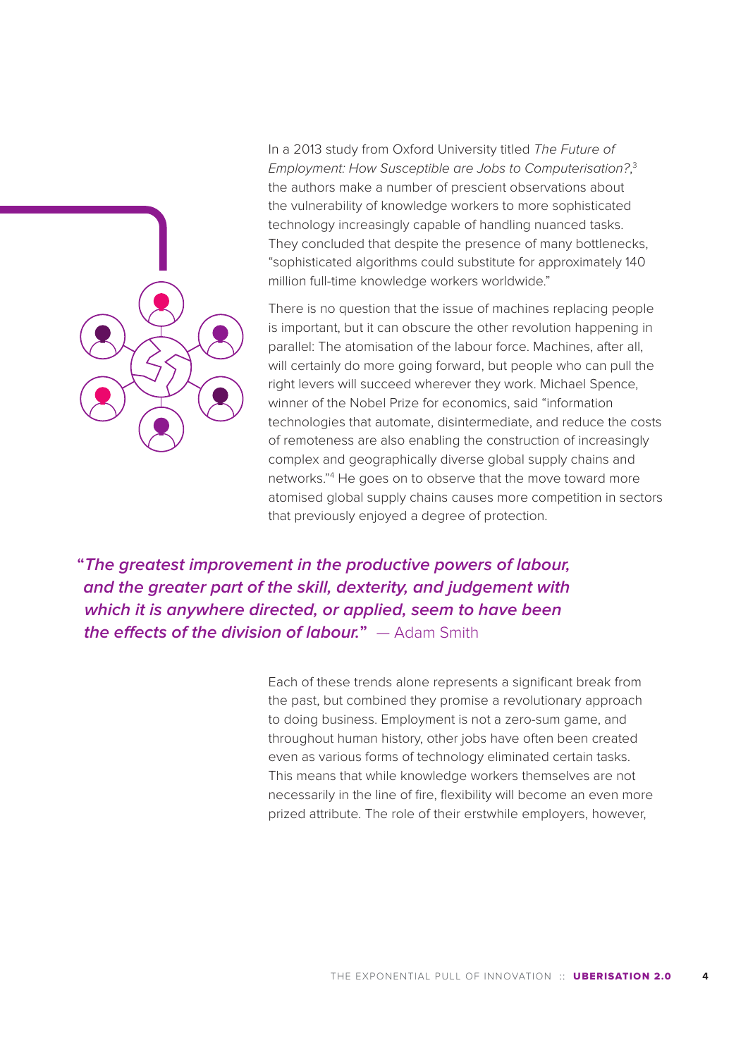In a 2013 study from Oxford University titled *The Future of Employment: How Susceptible are Jobs to Computerisation?*,[3] the authors make a number of prescient observations about the vulnerability of knowledge workers to more sophisticated technology increasingly capable of handling nuanced tasks. They concluded that despite the presence of many bottlenecks, "sophisticated algorithms could substitute for approximately 140 million full-time knowledge workers worldwide."

There is no question that the issue of machines replacing people is important, but it can obscure the other revolution happening in parallel: The atomisation of the labour force. Machines, after all, will certainly do more going forward, but people who can pull the right levers will succeed wherever they work. Michael Spence, winner of the Nobel Prize for economics, said "information technologies that automate, disintermediate, and reduce the costs of remoteness are also enabling the construction of increasingly complex and geographically diverse global supply chains and networks."[4] He goes on to observe that the move toward more atomised global supply chains causes more competition in sectors that previously enjoyed a degree of protection.

> "***The greatest improvement in the productive powers of labour, and the greater part of the skill, dexterity, and judgement with which it is anywhere directed, or applied, seem to have been the effects of the division of labour.***" — Adam Smith

Each of these trends alone represents a significant break from the past, but combined they promise a revolutionary approach to doing business. Employment is not a zero-sum game, and throughout human history, other jobs have often been created even as various forms of technology eliminated certain tasks. This means that while knowledge workers themselves are not necessarily in the line of fire, flexibility will become an even more prized attribute. The role of their erstwhile employers, however,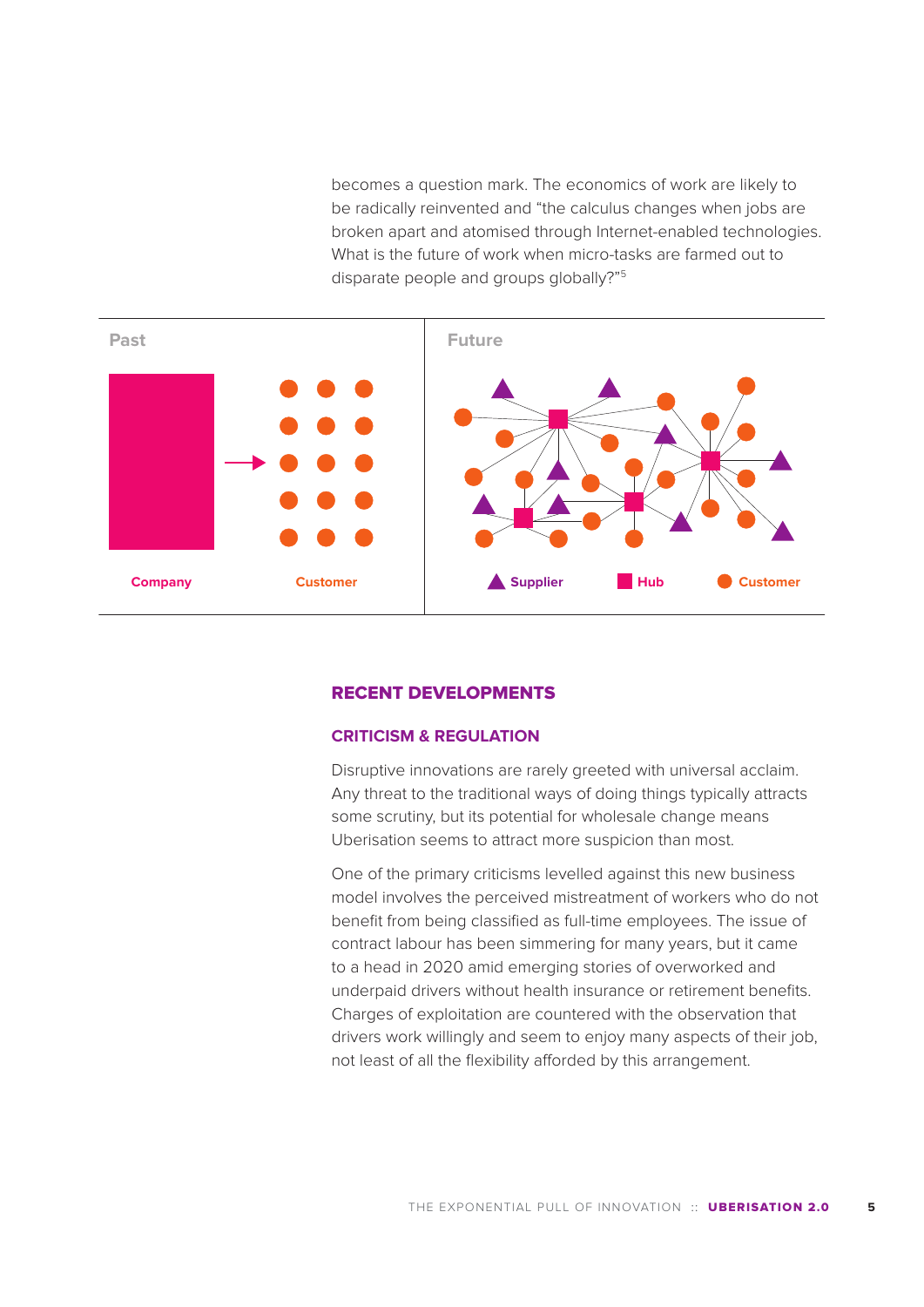becomes a question mark. The economics of work are likely to be radically reinvented and "the calculus changes when jobs are broken apart and atomised through Internet-enabled technologies. What is the future of work when micro-tasks are farmed out to disparate people and groups globally?"[5]

Past

Company — Customer

Future

Supplier — Hub — Customer

## RECENT DEVELOPMENTS

### CRITICISM & REGULATION

Disruptive innovations are rarely greeted with universal acclaim. Any threat to the traditional ways of doing things typically attracts some scrutiny, but its potential for wholesale change means Uberisation seems to attract more suspicion than most.

One of the primary criticisms levelled against this new business model involves the perceived mistreatment of workers who do not benefit from being classified as full-time employees. The issue of contract labour has been simmering for many years, but it came to a head in 2020 amid emerging stories of overworked and underpaid drivers without health insurance or retirement benefits. Charges of exploitation are countered with the observation that drivers work willingly and seem to enjoy many aspects of their job, not least of all the flexibility afforded by this arrangement.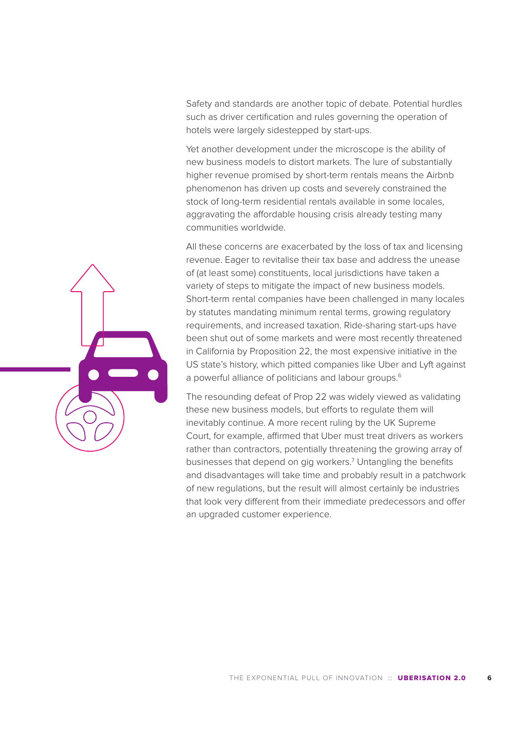Safety and standards are another topic of debate. Potential hurdles such as driver certification and rules governing the operation of hotels were largely sidestepped by start-ups.

Yet another development under the microscope is the ability of new business models to distort markets. The lure of substantially higher revenue promised by short-term rentals means the Airbnb phenomenon has driven up costs and severely constrained the stock of long-term residential rentals available in some locales, aggravating the affordable housing crisis already testing many communities worldwide.

All these concerns are exacerbated by the loss of tax and licensing revenue. Eager to revitalise their tax base and address the unease of (at least some) constituents, local jurisdictions have taken a variety of steps to mitigate the impact of new business models. Short-term rental companies have been challenged in many locales by statutes mandating minimum rental terms, growing regulatory requirements, and increased taxation. Ride-sharing start-ups have been shut out of some markets and were most recently threatened in California by Proposition 22, the most expensive initiative in the US state's history, which pitted companies like Uber and Lyft against a powerful alliance of politicians and labour groups.[6]

The resounding defeat of Prop 22 was widely viewed as validating these new business models, but efforts to regulate them will inevitably continue. A more recent ruling by the UK Supreme Court, for example, affirmed that Uber must treat drivers as workers rather than contractors, potentially threatening the growing array of businesses that depend on gig workers.[7] Untangling the benefits and disadvantages will take time and probably result in a patchwork of new regulations, but the result will almost certainly be industries that look very different from their immediate predecessors and offer an upgraded customer experience.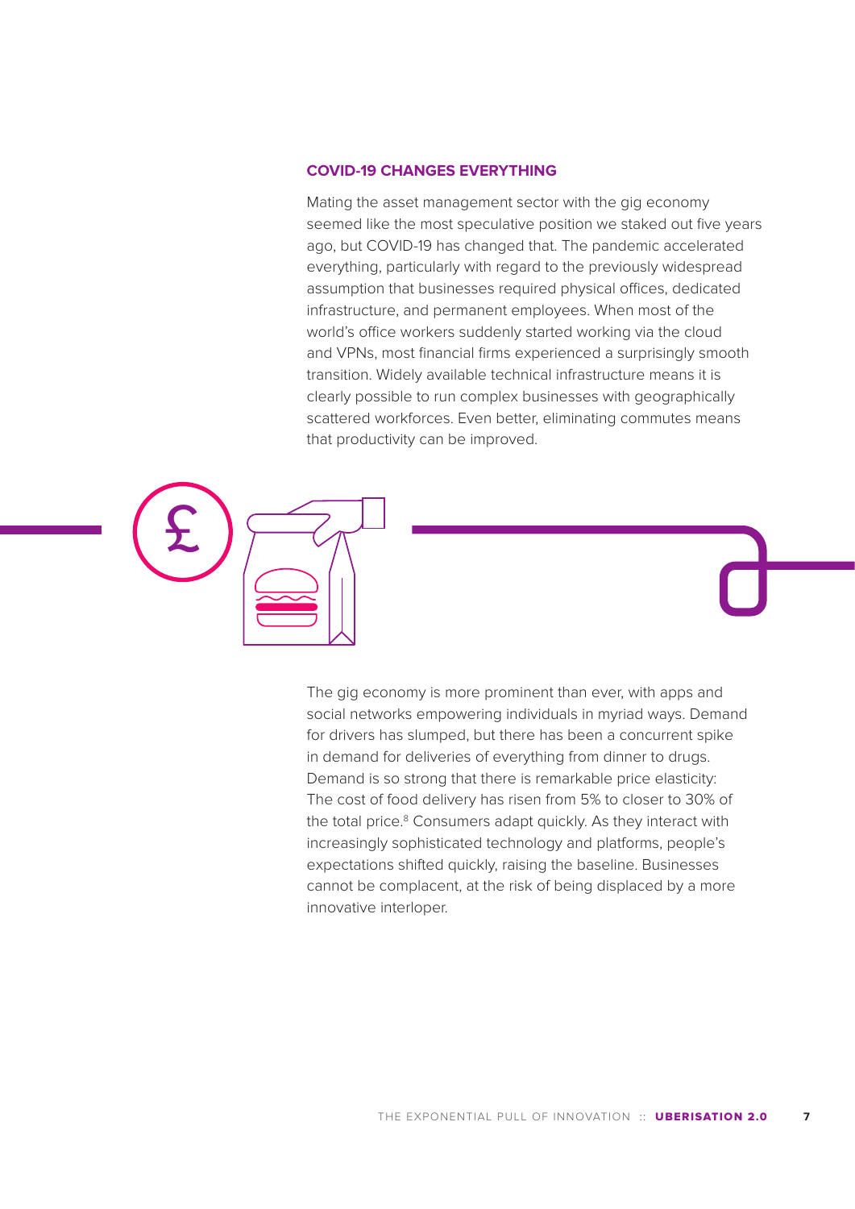## COVID-19 CHANGES EVERYTHING

Mating the asset management sector with the gig economy seemed like the most speculative position we staked out five years ago, but COVID-19 has changed that. The pandemic accelerated everything, particularly with regard to the previously widespread assumption that businesses required physical offices, dedicated infrastructure, and permanent employees. When most of the world's office workers suddenly started working via the cloud and VPNs, most financial firms experienced a surprisingly smooth transition. Widely available technical infrastructure means it is clearly possible to run complex businesses with geographically scattered workforces. Even better, eliminating commutes means that productivity can be improved.

The gig economy is more prominent than ever, with apps and social networks empowering individuals in myriad ways. Demand for drivers has slumped, but there has been a concurrent spike in demand for deliveries of everything from dinner to drugs. Demand is so strong that there is remarkable price elasticity: The cost of food delivery has risen from 5% to closer to 30% of the total price.[8] Consumers adapt quickly. As they interact with increasingly sophisticated technology and platforms, people's expectations shifted quickly, raising the baseline. Businesses cannot be complacent, at the risk of being displaced by a more innovative interloper.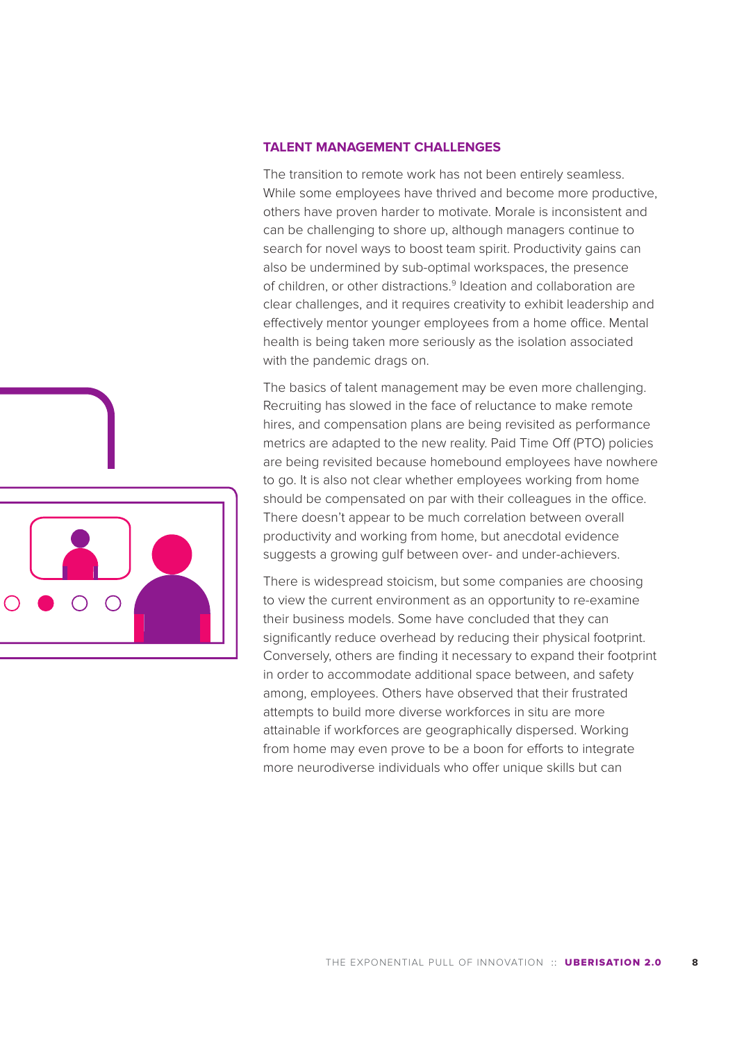### TALENT MANAGEMENT CHALLENGES

The transition to remote work has not been entirely seamless. While some employees have thrived and become more productive, others have proven harder to motivate. Morale is inconsistent and can be challenging to shore up, although managers continue to search for novel ways to boost team spirit. Productivity gains can also be undermined by sub-optimal workspaces, the presence of children, or other distractions.[9] Ideation and collaboration are clear challenges, and it requires creativity to exhibit leadership and effectively mentor younger employees from a home office. Mental health is being taken more seriously as the isolation associated with the pandemic drags on.

The basics of talent management may be even more challenging. Recruiting has slowed in the face of reluctance to make remote hires, and compensation plans are being revisited as performance metrics are adapted to the new reality. Paid Time Off (PTO) policies are being revisited because homebound employees have nowhere to go. It is also not clear whether employees working from home should be compensated on par with their colleagues in the office. There doesn't appear to be much correlation between overall productivity and working from home, but anecdotal evidence suggests a growing gulf between over- and under-achievers.

There is widespread stoicism, but some companies are choosing to view the current environment as an opportunity to re-examine their business models. Some have concluded that they can significantly reduce overhead by reducing their physical footprint. Conversely, others are finding it necessary to expand their footprint in order to accommodate additional space between, and safety among, employees. Others have observed that their frustrated attempts to build more diverse workforces in situ are more attainable if workforces are geographically dispersed. Working from home may even prove to be a boon for efforts to integrate more neurodiverse individuals who offer unique skills but can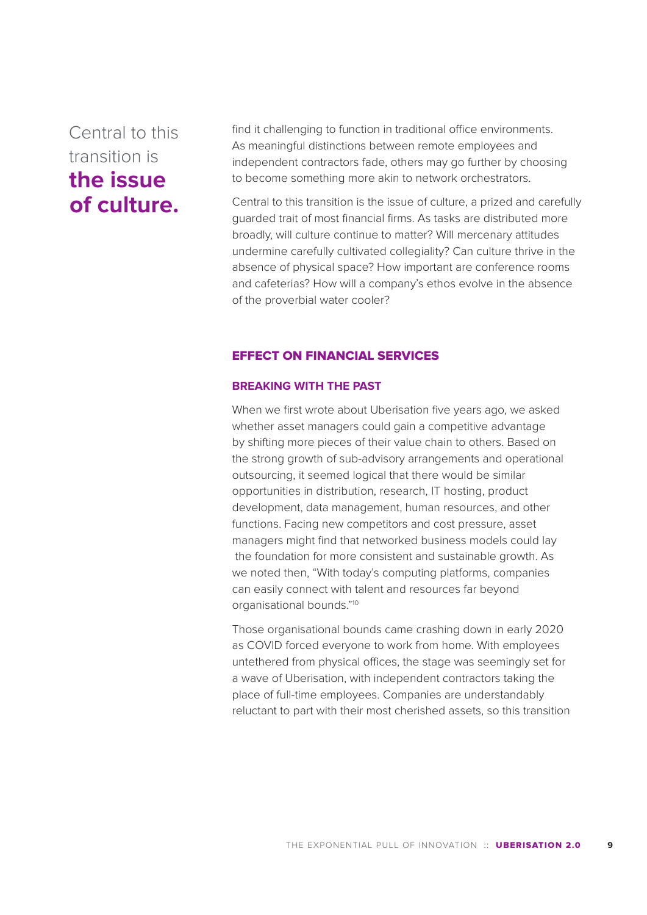> Central to this transition is **the issue of culture.**

find it challenging to function in traditional office environments. As meaningful distinctions between remote employees and independent contractors fade, others may go further by choosing to become something more akin to network orchestrators.

Central to this transition is the issue of culture, a prized and carefully guarded trait of most financial firms. As tasks are distributed more broadly, will culture continue to matter? Will mercenary attitudes undermine carefully cultivated collegiality? Can culture thrive in the absence of physical space? How important are conference rooms and cafeterias? How will a company's ethos evolve in the absence of the proverbial water cooler?

## EFFECT ON FINANCIAL SERVICES

### BREAKING WITH THE PAST

When we first wrote about Uberisation five years ago, we asked whether asset managers could gain a competitive advantage by shifting more pieces of their value chain to others. Based on the strong growth of sub-advisory arrangements and operational outsourcing, it seemed logical that there would be similar opportunities in distribution, research, IT hosting, product development, data management, human resources, and other functions. Facing new competitors and cost pressure, asset managers might find that networked business models could lay the foundation for more consistent and sustainable growth. As we noted then, "With today's computing platforms, companies can easily connect with talent and resources far beyond organisational bounds."[10]

Those organisational bounds came crashing down in early 2020 as COVID forced everyone to work from home. With employees untethered from physical offices, the stage was seemingly set for a wave of Uberisation, with independent contractors taking the place of full-time employees. Companies are understandably reluctant to part with their most cherished assets, so this transition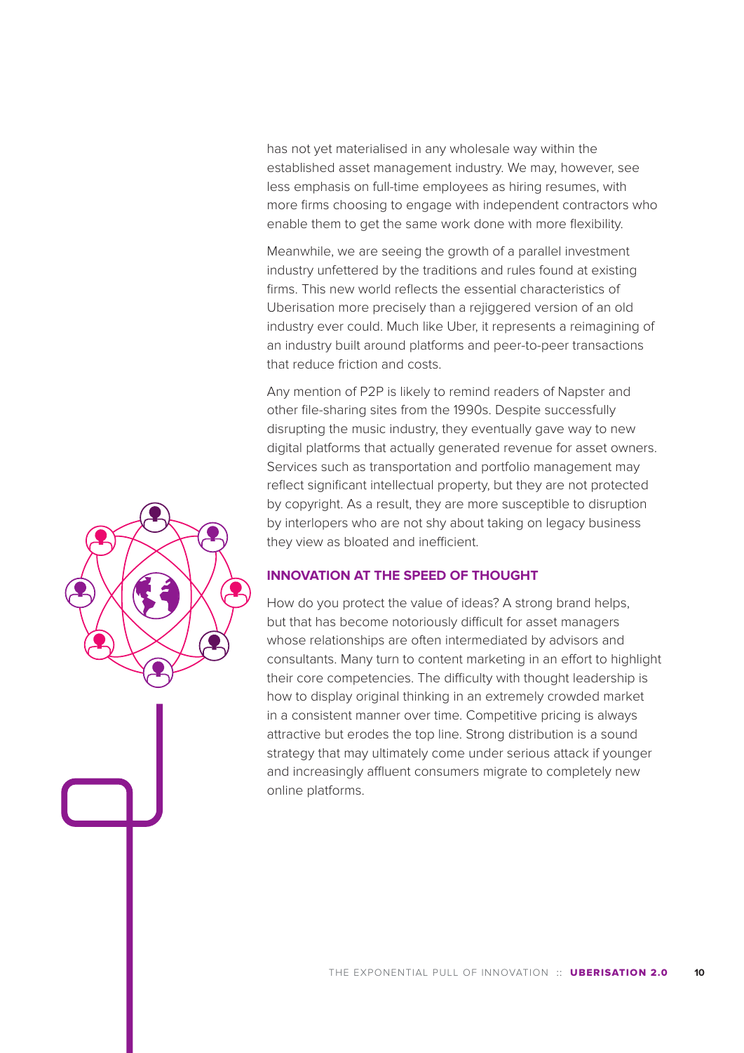has not yet materialised in any wholesale way within the established asset management industry. We may, however, see less emphasis on full-time employees as hiring resumes, with more firms choosing to engage with independent contractors who enable them to get the same work done with more flexibility.

Meanwhile, we are seeing the growth of a parallel investment industry unfettered by the traditions and rules found at existing firms. This new world reflects the essential characteristics of Uberisation more precisely than a rejiggered version of an old industry ever could. Much like Uber, it represents a reimagining of an industry built around platforms and peer-to-peer transactions that reduce friction and costs.

Any mention of P2P is likely to remind readers of Napster and other file-sharing sites from the 1990s. Despite successfully disrupting the music industry, they eventually gave way to new digital platforms that actually generated revenue for asset owners. Services such as transportation and portfolio management may reflect significant intellectual property, but they are not protected by copyright. As a result, they are more susceptible to disruption by interlopers who are not shy about taking on legacy business they view as bloated and inefficient.

## INNOVATION AT THE SPEED OF THOUGHT

How do you protect the value of ideas? A strong brand helps, but that has become notoriously difficult for asset managers whose relationships are often intermediated by advisors and consultants. Many turn to content marketing in an effort to highlight their core competencies. The difficulty with thought leadership is how to display original thinking in an extremely crowded market in a consistent manner over time. Competitive pricing is always attractive but erodes the top line. Strong distribution is a sound strategy that may ultimately come under serious attack if younger and increasingly affluent consumers migrate to completely new online platforms.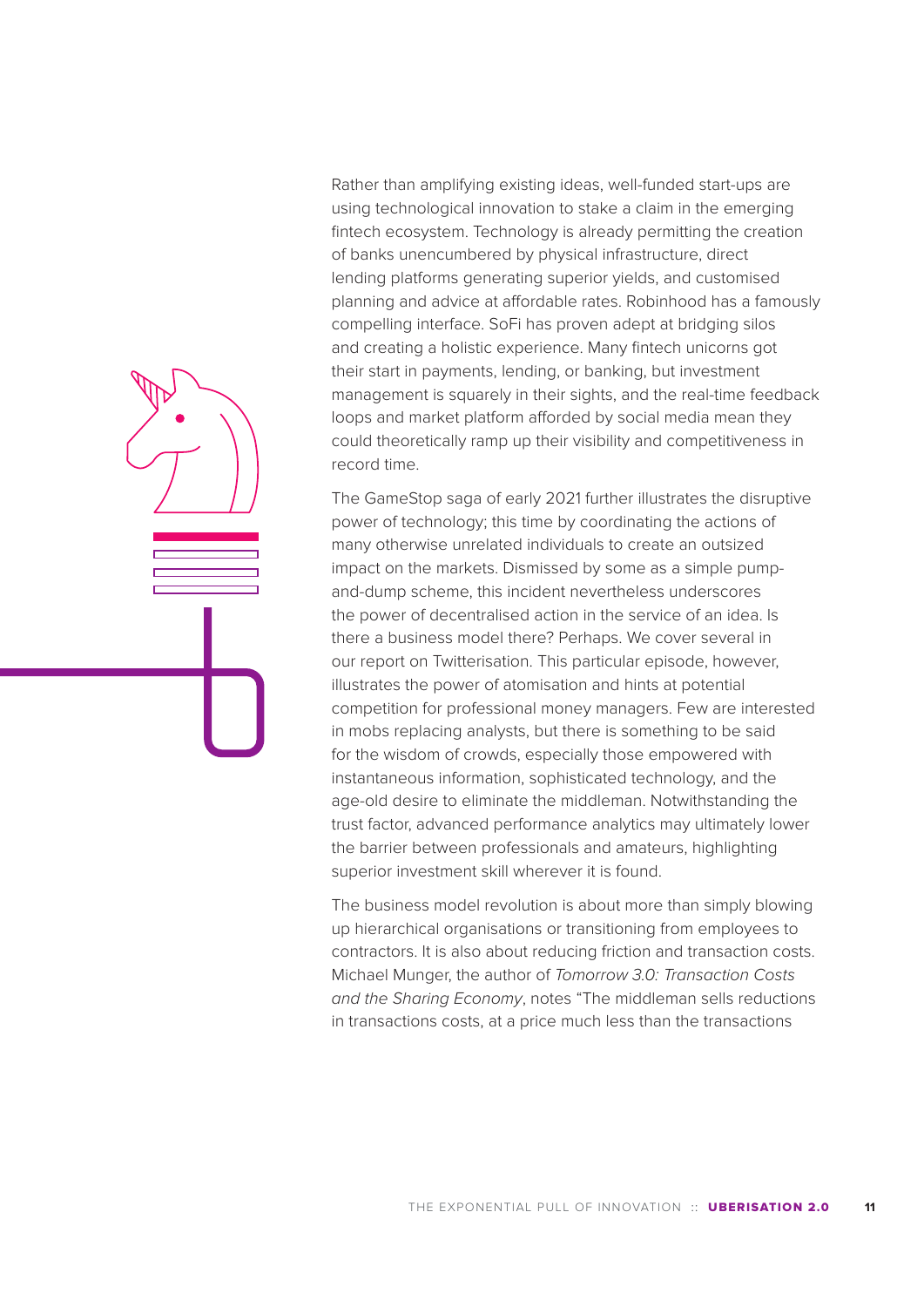Rather than amplifying existing ideas, well-funded start-ups are using technological innovation to stake a claim in the emerging fintech ecosystem. Technology is already permitting the creation of banks unencumbered by physical infrastructure, direct lending platforms generating superior yields, and customised planning and advice at affordable rates. Robinhood has a famously compelling interface. SoFi has proven adept at bridging silos and creating a holistic experience. Many fintech unicorns got their start in payments, lending, or banking, but investment management is squarely in their sights, and the real-time feedback loops and market platform afforded by social media mean they could theoretically ramp up their visibility and competitiveness in record time.

The GameStop saga of early 2021 further illustrates the disruptive power of technology; this time by coordinating the actions of many otherwise unrelated individuals to create an outsized impact on the markets. Dismissed by some as a simple pump-and-dump scheme, this incident nevertheless underscores the power of decentralised action in the service of an idea. Is there a business model there? Perhaps. We cover several in our report on Twitterisation. This particular episode, however, illustrates the power of atomisation and hints at potential competition for professional money managers. Few are interested in mobs replacing analysts, but there is something to be said for the wisdom of crowds, especially those empowered with instantaneous information, sophisticated technology, and the age-old desire to eliminate the middleman. Notwithstanding the trust factor, advanced performance analytics may ultimately lower the barrier between professionals and amateurs, highlighting superior investment skill wherever it is found.

The business model revolution is about more than simply blowing up hierarchical organisations or transitioning from employees to contractors. It is also about reducing friction and transaction costs. Michael Munger, the author of *Tomorrow 3.0: Transaction Costs and the Sharing Economy*, notes "The middleman sells reductions in transactions costs, at a price much less than the transactions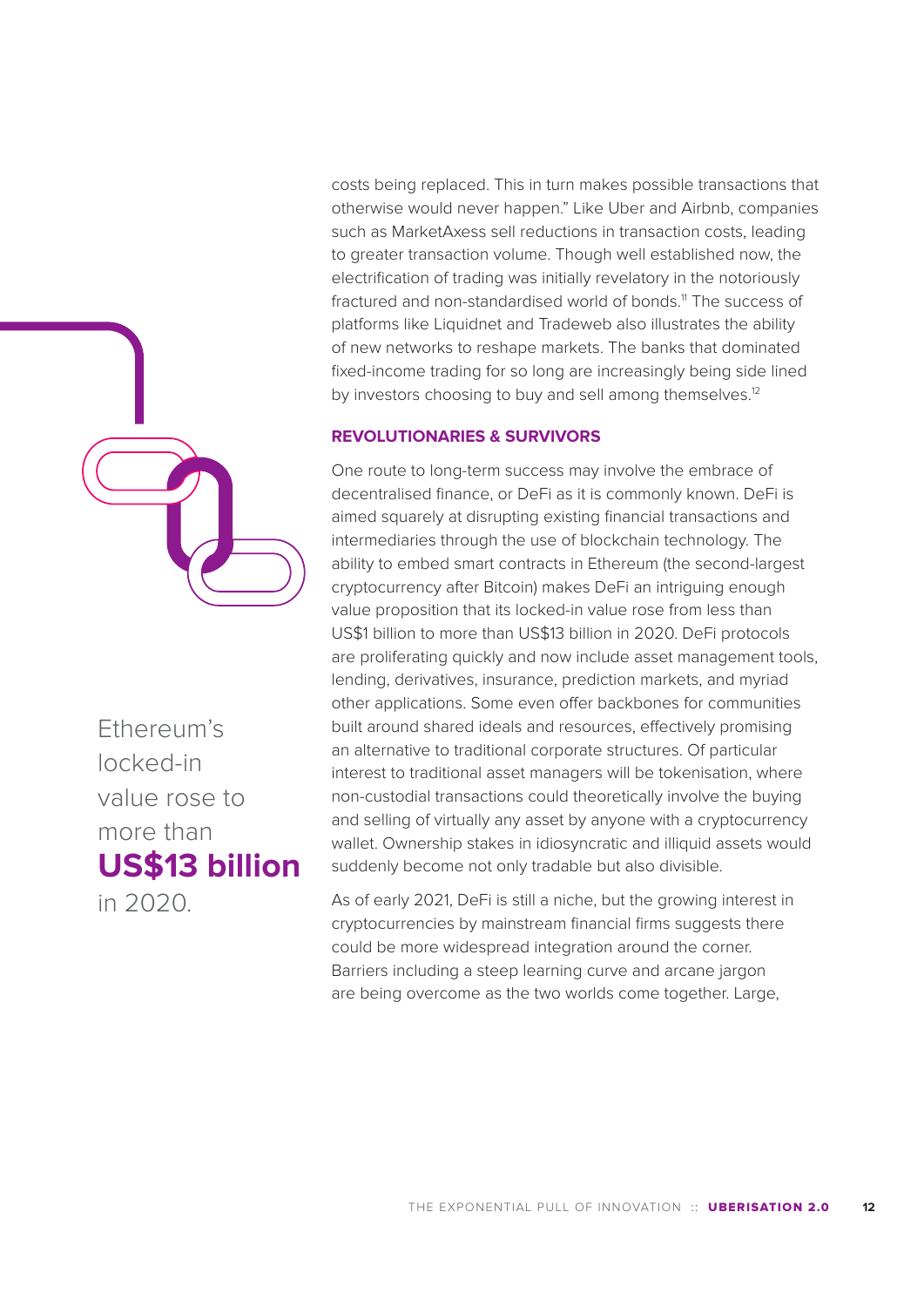costs being replaced. This in turn makes possible transactions that otherwise would never happen." Like Uber and Airbnb, companies such as MarketAxess sell reductions in transaction costs, leading to greater transaction volume. Though well established now, the electrification of trading was initially revelatory in the notoriously fractured and non-standardised world of bonds.[11] The success of platforms like Liquidnet and Tradeweb also illustrates the ability of new networks to reshape markets. The banks that dominated fixed-income trading for so long are increasingly being side lined by investors choosing to buy and sell among themselves.[12]

Ethereum's locked-in value rose to more than **US$13 billion** in 2020.

### REVOLUTIONARIES & SURVIVORS

One route to long-term success may involve the embrace of decentralised finance, or DeFi as it is commonly known. DeFi is aimed squarely at disrupting existing financial transactions and intermediaries through the use of blockchain technology. The ability to embed smart contracts in Ethereum (the second-largest cryptocurrency after Bitcoin) makes DeFi an intriguing enough value proposition that its locked-in value rose from less than US$1 billion to more than US$13 billion in 2020. DeFi protocols are proliferating quickly and now include asset management tools, lending, derivatives, insurance, prediction markets, and myriad other applications. Some even offer backbones for communities built around shared ideals and resources, effectively promising an alternative to traditional corporate structures. Of particular interest to traditional asset managers will be tokenisation, where non-custodial transactions could theoretically involve the buying and selling of virtually any asset by anyone with a cryptocurrency wallet. Ownership stakes in idiosyncratic and illiquid assets would suddenly become not only tradable but also divisible.

As of early 2021, DeFi is still a niche, but the growing interest in cryptocurrencies by mainstream financial firms suggests there could be more widespread integration around the corner. Barriers including a steep learning curve and arcane jargon are being overcome as the two worlds come together. Large,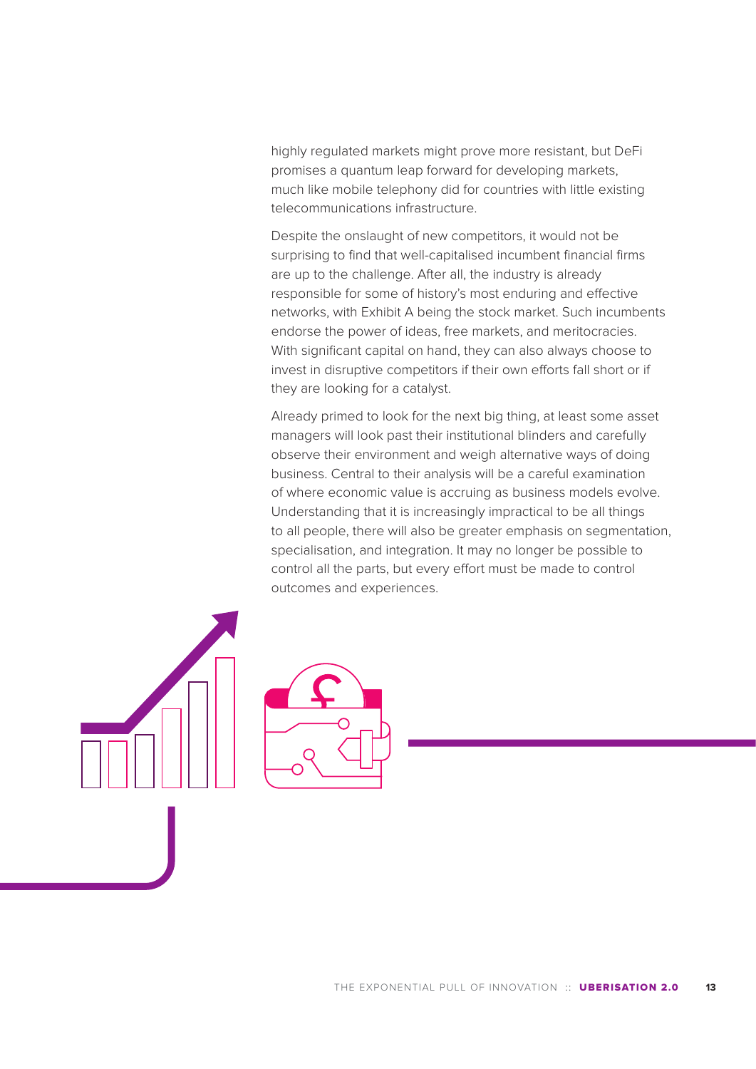highly regulated markets might prove more resistant, but DeFi promises a quantum leap forward for developing markets, much like mobile telephony did for countries with little existing telecommunications infrastructure.

Despite the onslaught of new competitors, it would not be surprising to find that well-capitalised incumbent financial firms are up to the challenge. After all, the industry is already responsible for some of history's most enduring and effective networks, with Exhibit A being the stock market. Such incumbents endorse the power of ideas, free markets, and meritocracies. With significant capital on hand, they can also always choose to invest in disruptive competitors if their own efforts fall short or if they are looking for a catalyst.

Already primed to look for the next big thing, at least some asset managers will look past their institutional blinders and carefully observe their environment and weigh alternative ways of doing business. Central to their analysis will be a careful examination of where economic value is accruing as business models evolve. Understanding that it is increasingly impractical to be all things to all people, there will also be greater emphasis on segmentation, specialisation, and integration. It may no longer be possible to control all the parts, but every effort must be made to control outcomes and experiences.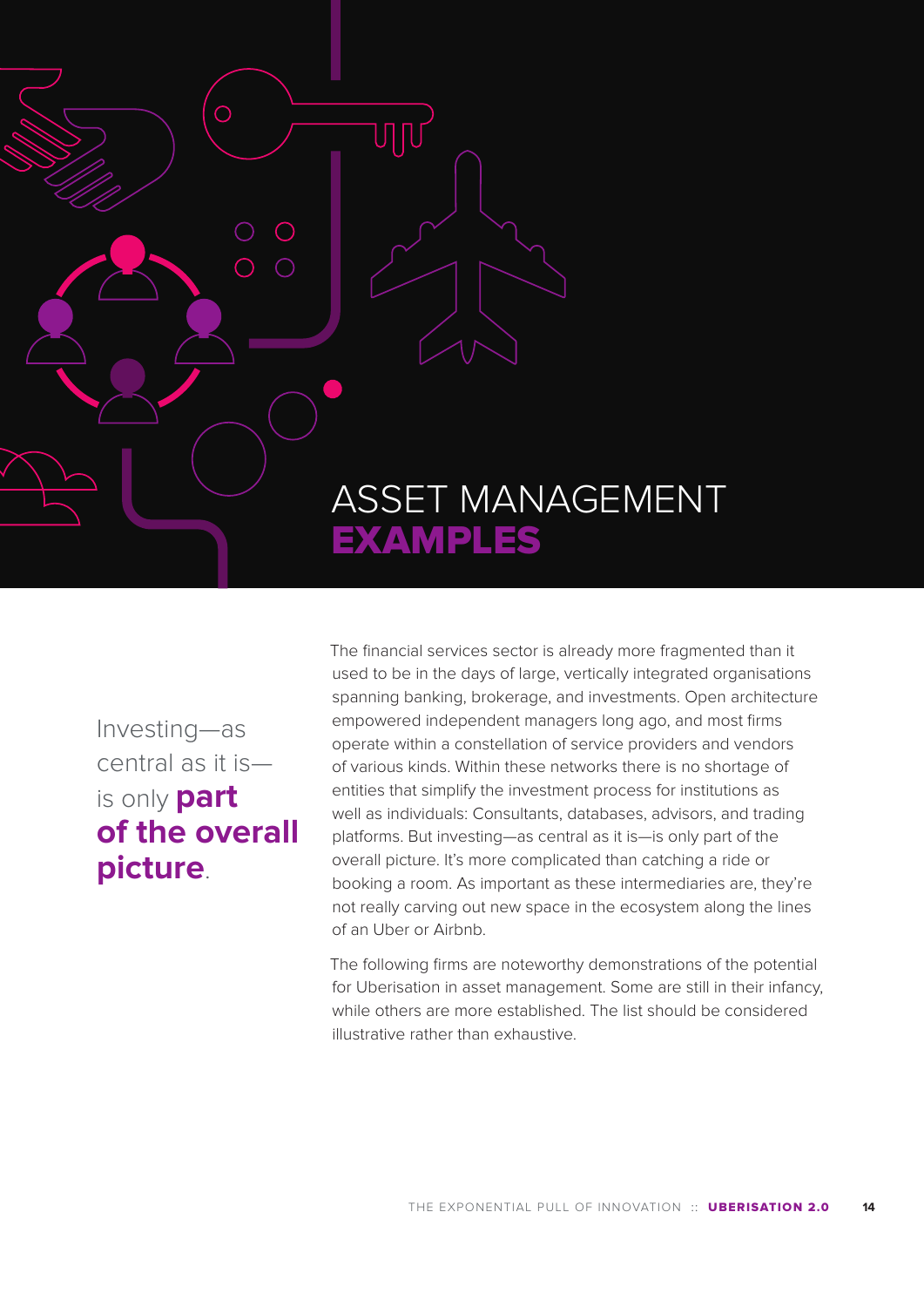# ASSET MANAGEMENT **EXAMPLES**

Investing—as central as it is—is only **part of the overall picture**.

The financial services sector is already more fragmented than it used to be in the days of large, vertically integrated organisations spanning banking, brokerage, and investments. Open architecture empowered independent managers long ago, and most firms operate within a constellation of service providers and vendors of various kinds. Within these networks there is no shortage of entities that simplify the investment process for institutions as well as individuals: Consultants, databases, advisors, and trading platforms. But investing—as central as it is—is only part of the overall picture. It's more complicated than catching a ride or booking a room. As important as these intermediaries are, they're not really carving out new space in the ecosystem along the lines of an Uber or Airbnb.

The following firms are noteworthy demonstrations of the potential for Uberisation in asset management. Some are still in their infancy, while others are more established. The list should be considered illustrative rather than exhaustive.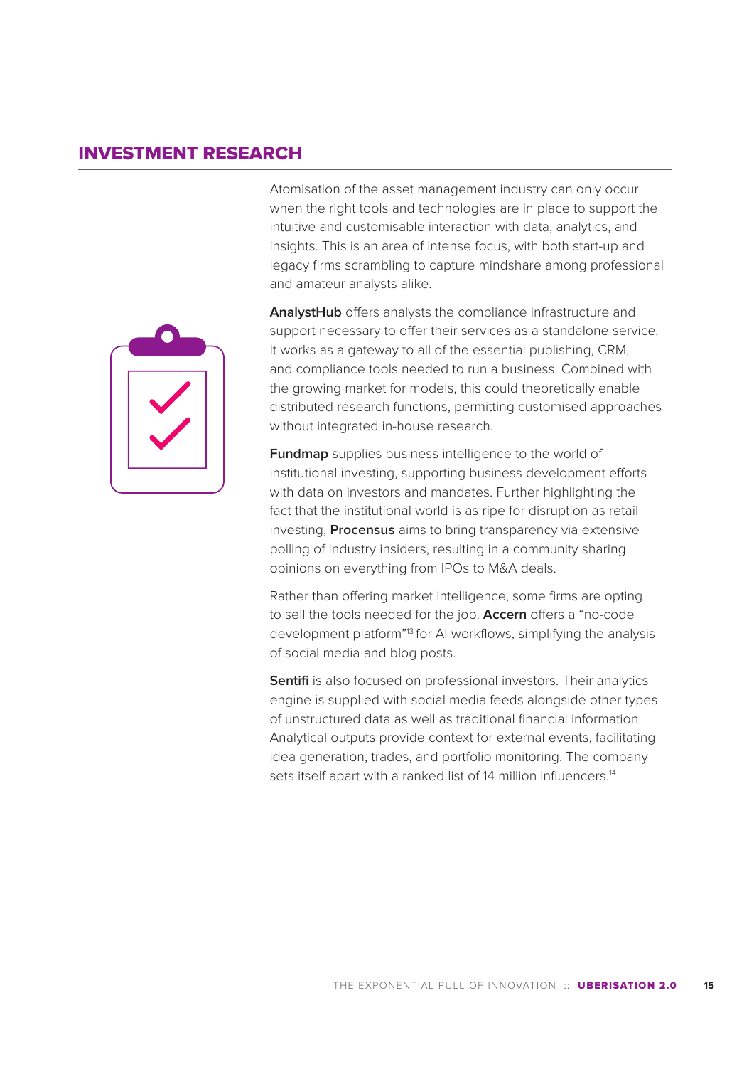## INVESTMENT RESEARCH

Atomisation of the asset management industry can only occur when the right tools and technologies are in place to support the intuitive and customisable interaction with data, analytics, and insights. This is an area of intense focus, with both start-up and legacy firms scrambling to capture mindshare among professional and amateur analysts alike.

**AnalystHub** offers analysts the compliance infrastructure and support necessary to offer their services as a standalone service. It works as a gateway to all of the essential publishing, CRM, and compliance tools needed to run a business. Combined with the growing market for models, this could theoretically enable distributed research functions, permitting customised approaches without integrated in-house research.

**Fundmap** supplies business intelligence to the world of institutional investing, supporting business development efforts with data on investors and mandates. Further highlighting the fact that the institutional world is as ripe for disruption as retail investing, **Procensus** aims to bring transparency via extensive polling of industry insiders, resulting in a community sharing opinions on everything from IPOs to M&A deals.

Rather than offering market intelligence, some firms are opting to sell the tools needed for the job. **Accern** offers a "no-code development platform"[13] for AI workflows, simplifying the analysis of social media and blog posts.

**Sentifi** is also focused on professional investors. Their analytics engine is supplied with social media feeds alongside other types of unstructured data as well as traditional financial information. Analytical outputs provide context for external events, facilitating idea generation, trades, and portfolio monitoring. The company sets itself apart with a ranked list of 14 million influencers.[14]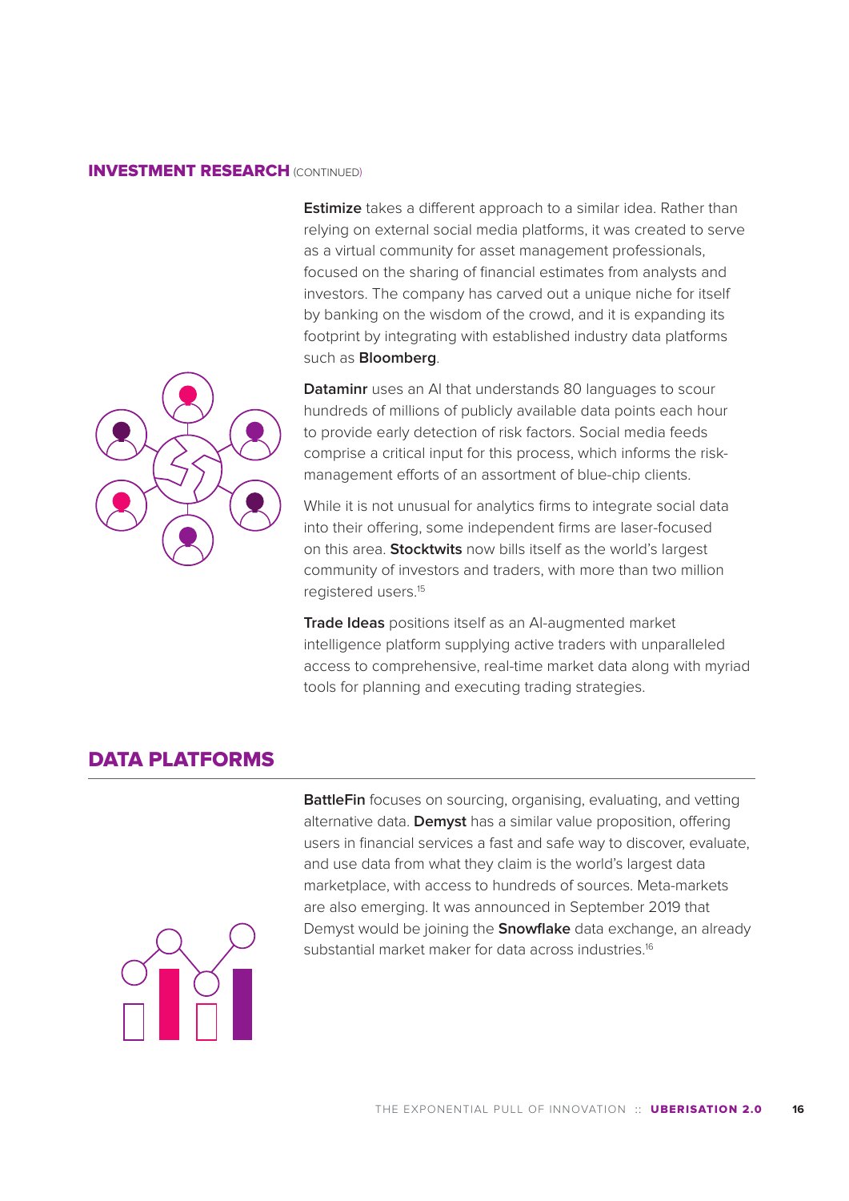## INVESTMENT RESEARCH (CONTINUED)

**Estimize** takes a different approach to a similar idea. Rather than relying on external social media platforms, it was created to serve as a virtual community for asset management professionals, focused on the sharing of financial estimates from analysts and investors. The company has carved out a unique niche for itself by banking on the wisdom of the crowd, and it is expanding its footprint by integrating with established industry data platforms such as **Bloomberg**.

**Dataminr** uses an AI that understands 80 languages to scour hundreds of millions of publicly available data points each hour to provide early detection of risk factors. Social media feeds comprise a critical input for this process, which informs the risk-management efforts of an assortment of blue-chip clients.

While it is not unusual for analytics firms to integrate social data into their offering, some independent firms are laser-focused on this area. **Stocktwits** now bills itself as the world's largest community of investors and traders, with more than two million registered users.[15]

**Trade Ideas** positions itself as an AI-augmented market intelligence platform supplying active traders with unparalleled access to comprehensive, real-time market data along with myriad tools for planning and executing trading strategies.

## DATA PLATFORMS

**BattleFin** focuses on sourcing, organising, evaluating, and vetting alternative data. **Demyst** has a similar value proposition, offering users in financial services a fast and safe way to discover, evaluate, and use data from what they claim is the world's largest data marketplace, with access to hundreds of sources. Meta-markets are also emerging. It was announced in September 2019 that Demyst would be joining the **Snowflake** data exchange, an already substantial market maker for data across industries.[16]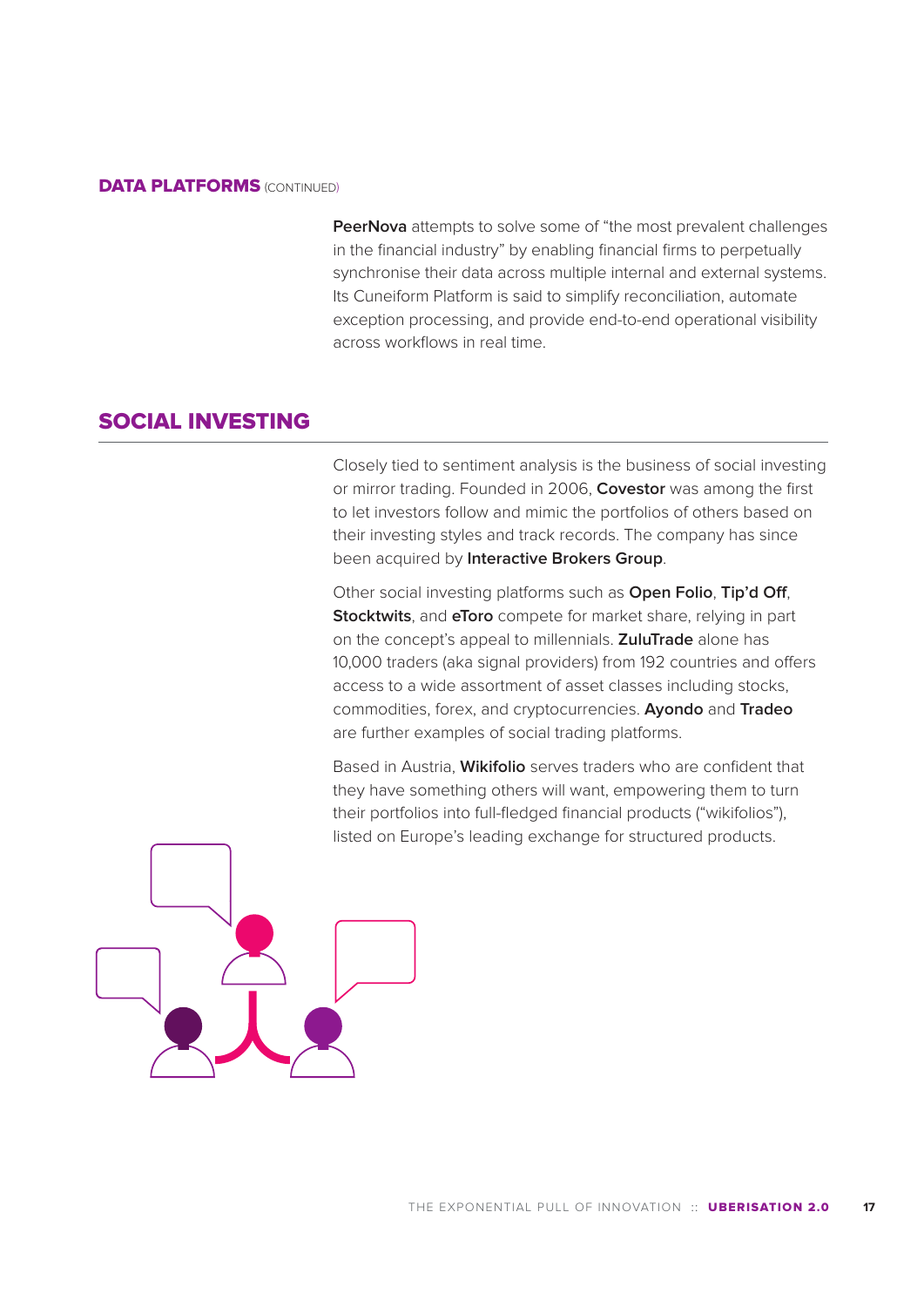**DATA PLATFORMS** (CONTINUED)

**PeerNova** attempts to solve some of "the most prevalent challenges in the financial industry" by enabling financial firms to perpetually synchronise their data across multiple internal and external systems. Its Cuneiform Platform is said to simplify reconciliation, automate exception processing, and provide end-to-end operational visibility across workflows in real time.

## SOCIAL INVESTING

Closely tied to sentiment analysis is the business of social investing or mirror trading. Founded in 2006, **Covestor** was among the first to let investors follow and mimic the portfolios of others based on their investing styles and track records. The company has since been acquired by **Interactive Brokers Group**.

Other social investing platforms such as **Open Folio**, **Tip'd Off**, **Stocktwits**, and **eToro** compete for market share, relying in part on the concept's appeal to millennials. **ZuluTrade** alone has 10,000 traders (aka signal providers) from 192 countries and offers access to a wide assortment of asset classes including stocks, commodities, forex, and cryptocurrencies. **Ayondo** and **Tradeo** are further examples of social trading platforms.

Based in Austria, **Wikifolio** serves traders who are confident that they have something others will want, empowering them to turn their portfolios into full-fledged financial products ("wikifolios"), listed on Europe's leading exchange for structured products.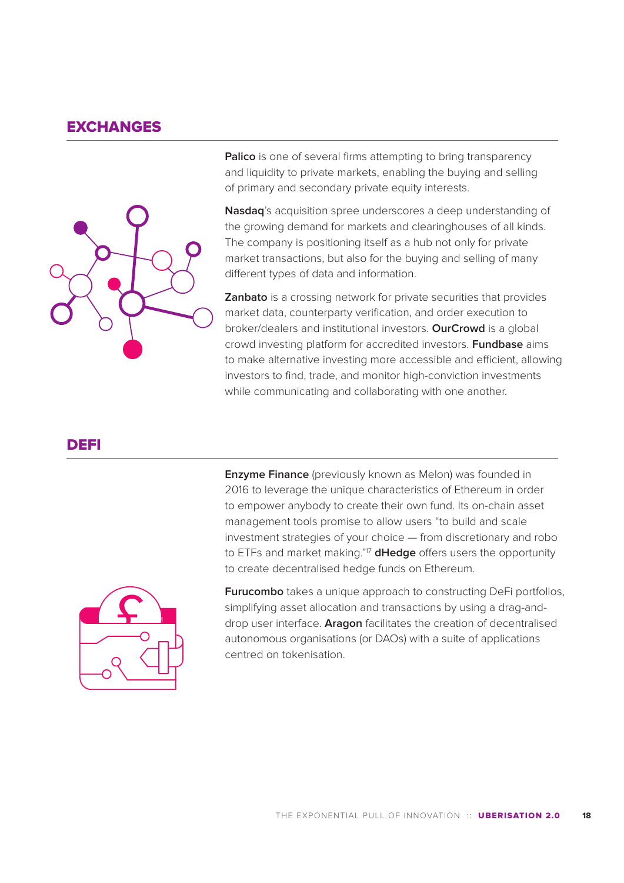## EXCHANGES

**Palico** is one of several firms attempting to bring transparency and liquidity to private markets, enabling the buying and selling of primary and secondary private equity interests.

**Nasdaq**'s acquisition spree underscores a deep understanding of the growing demand for markets and clearinghouses of all kinds. The company is positioning itself as a hub not only for private market transactions, but also for the buying and selling of many different types of data and information.

**Zanbato** is a crossing network for private securities that provides market data, counterparty verification, and order execution to broker/dealers and institutional investors. **OurCrowd** is a global crowd investing platform for accredited investors. **Fundbase** aims to make alternative investing more accessible and efficient, allowing investors to find, trade, and monitor high-conviction investments while communicating and collaborating with one another.

## DEFI

**Enzyme Finance** (previously known as Melon) was founded in 2016 to leverage the unique characteristics of Ethereum in order to empower anybody to create their own fund. Its on-chain asset management tools promise to allow users "to build and scale investment strategies of your choice — from discretionary and robo to ETFs and market making."[17] **dHedge** offers users the opportunity to create decentralised hedge funds on Ethereum.

**Furucombo** takes a unique approach to constructing DeFi portfolios, simplifying asset allocation and transactions by using a drag-and-drop user interface. **Aragon** facilitates the creation of decentralised autonomous organisations (or DAOs) with a suite of applications centred on tokenisation.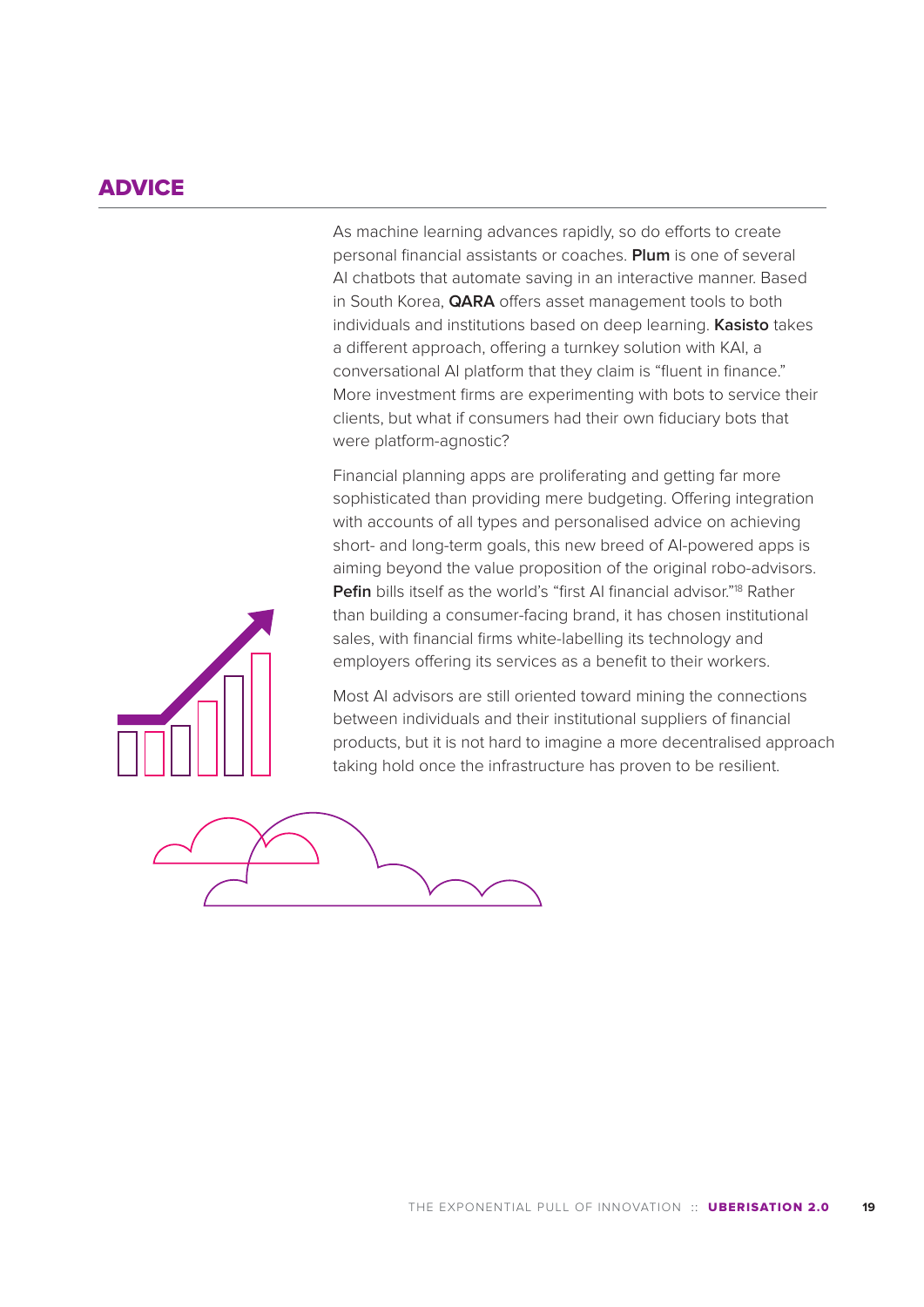## ADVICE

As machine learning advances rapidly, so do efforts to create personal financial assistants or coaches. **Plum** is one of several AI chatbots that automate saving in an interactive manner. Based in South Korea, **QARA** offers asset management tools to both individuals and institutions based on deep learning. **Kasisto** takes a different approach, offering a turnkey solution with KAI, a conversational AI platform that they claim is "fluent in finance." More investment firms are experimenting with bots to service their clients, but what if consumers had their own fiduciary bots that were platform-agnostic?

Financial planning apps are proliferating and getting far more sophisticated than providing mere budgeting. Offering integration with accounts of all types and personalised advice on achieving short- and long-term goals, this new breed of AI-powered apps is aiming beyond the value proposition of the original robo-advisors. **Pefin** bills itself as the world's "first AI financial advisor."[18] Rather than building a consumer-facing brand, it has chosen institutional sales, with financial firms white-labelling its technology and employers offering its services as a benefit to their workers.

Most AI advisors are still oriented toward mining the connections between individuals and their institutional suppliers of financial products, but it is not hard to imagine a more decentralised approach taking hold once the infrastructure has proven to be resilient.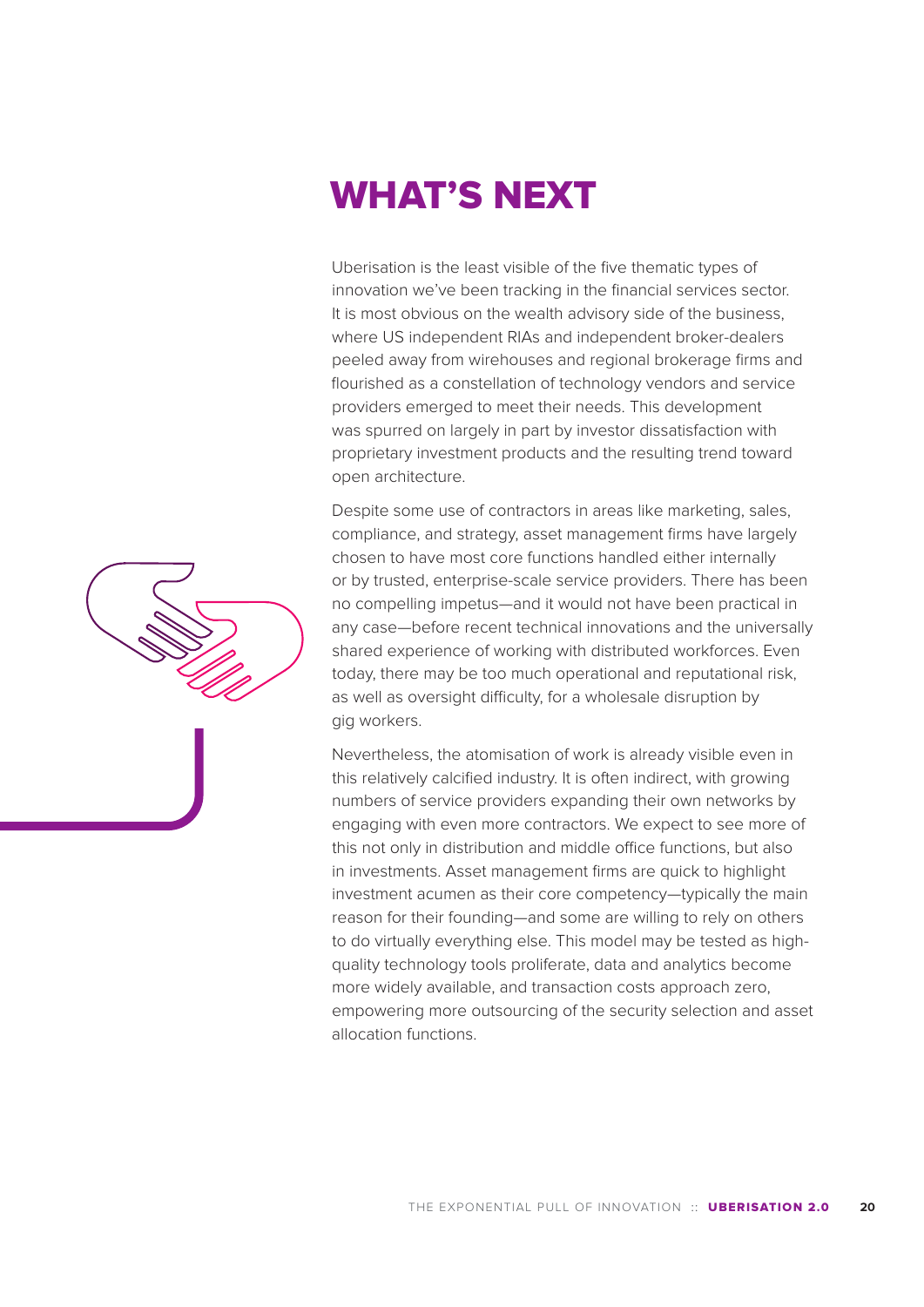# WHAT'S NEXT

Uberisation is the least visible of the five thematic types of innovation we've been tracking in the financial services sector. It is most obvious on the wealth advisory side of the business, where US independent RIAs and independent broker-dealers peeled away from wirehouses and regional brokerage firms and flourished as a constellation of technology vendors and service providers emerged to meet their needs. This development was spurred on largely in part by investor dissatisfaction with proprietary investment products and the resulting trend toward open architecture.

Despite some use of contractors in areas like marketing, sales, compliance, and strategy, asset management firms have largely chosen to have most core functions handled either internally or by trusted, enterprise-scale service providers. There has been no compelling impetus—and it would not have been practical in any case—before recent technical innovations and the universally shared experience of working with distributed workforces. Even today, there may be too much operational and reputational risk, as well as oversight difficulty, for a wholesale disruption by gig workers.

Nevertheless, the atomisation of work is already visible even in this relatively calcified industry. It is often indirect, with growing numbers of service providers expanding their own networks by engaging with even more contractors. We expect to see more of this not only in distribution and middle office functions, but also in investments. Asset management firms are quick to highlight investment acumen as their core competency—typically the main reason for their founding—and some are willing to rely on others to do virtually everything else. This model may be tested as high-quality technology tools proliferate, data and analytics become more widely available, and transaction costs approach zero, empowering more outsourcing of the security selection and asset allocation functions.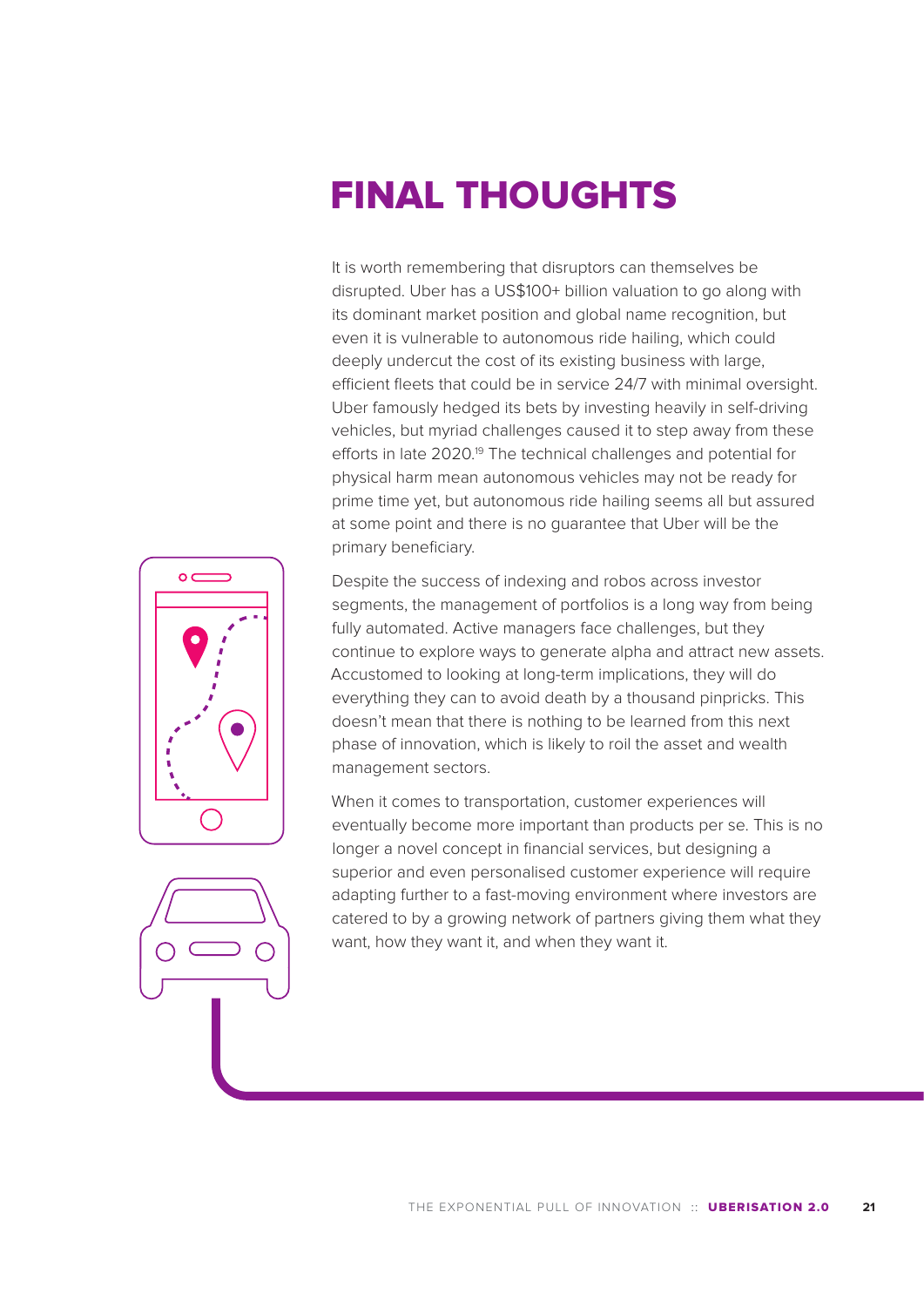# FINAL THOUGHTS

It is worth remembering that disruptors can themselves be disrupted. Uber has a US$100+ billion valuation to go along with its dominant market position and global name recognition, but even it is vulnerable to autonomous ride hailing, which could deeply undercut the cost of its existing business with large, efficient fleets that could be in service 24/7 with minimal oversight. Uber famously hedged its bets by investing heavily in self-driving vehicles, but myriad challenges caused it to step away from these efforts in late 2020.[19] The technical challenges and potential for physical harm mean autonomous vehicles may not be ready for prime time yet, but autonomous ride hailing seems all but assured at some point and there is no guarantee that Uber will be the primary beneficiary.

Despite the success of indexing and robos across investor segments, the management of portfolios is a long way from being fully automated. Active managers face challenges, but they continue to explore ways to generate alpha and attract new assets. Accustomed to looking at long-term implications, they will do everything they can to avoid death by a thousand pinpricks. This doesn't mean that there is nothing to be learned from this next phase of innovation, which is likely to roil the asset and wealth management sectors.

When it comes to transportation, customer experiences will eventually become more important than products per se. This is no longer a novel concept in financial services, but designing a superior and even personalised customer experience will require adapting further to a fast-moving environment where investors are catered to by a growing network of partners giving them what they want, how they want it, and when they want it.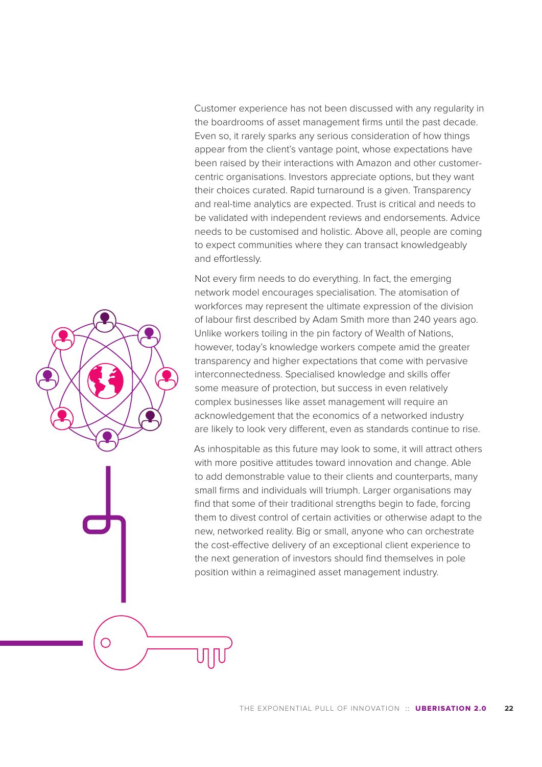Customer experience has not been discussed with any regularity in the boardrooms of asset management firms until the past decade. Even so, it rarely sparks any serious consideration of how things appear from the client's vantage point, whose expectations have been raised by their interactions with Amazon and other customer-centric organisations. Investors appreciate options, but they want their choices curated. Rapid turnaround is a given. Transparency and real-time analytics are expected. Trust is critical and needs to be validated with independent reviews and endorsements. Advice needs to be customised and holistic. Above all, people are coming to expect communities where they can transact knowledgeably and effortlessly.

Not every firm needs to do everything. In fact, the emerging network model encourages specialisation. The atomisation of workforces may represent the ultimate expression of the division of labour first described by Adam Smith more than 240 years ago. Unlike workers toiling in the pin factory of Wealth of Nations, however, today's knowledge workers compete amid the greater transparency and higher expectations that come with pervasive interconnectedness. Specialised knowledge and skills offer some measure of protection, but success in even relatively complex businesses like asset management will require an acknowledgement that the economics of a networked industry are likely to look very different, even as standards continue to rise.

As inhospitable as this future may look to some, it will attract others with more positive attitudes toward innovation and change. Able to add demonstrable value to their clients and counterparts, many small firms and individuals will triumph. Larger organisations may find that some of their traditional strengths begin to fade, forcing them to divest control of certain activities or otherwise adapt to the new, networked reality. Big or small, anyone who can orchestrate the cost-effective delivery of an exceptional client experience to the next generation of investors should find themselves in pole position within a reimagined asset management industry.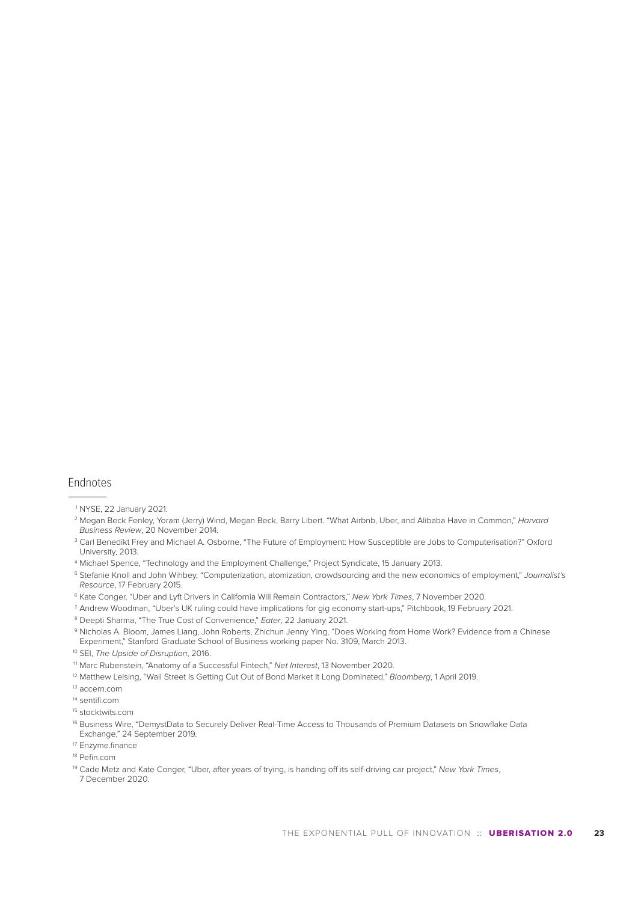## Endnotes

[1] NYSE, 22 January 2021.

[2] Megan Beck Fenley, Yoram (Jerry) Wind, Megan Beck, Barry Libert. "What Airbnb, Uber, and Alibaba Have in Common," *Harvard Business Review*, 20 November 2014.

[3] Carl Benedikt Frey and Michael A. Osborne, "The Future of Employment: How Susceptible are Jobs to Computerisation?" Oxford University, 2013.

[4] Michael Spence, "Technology and the Employment Challenge," Project Syndicate, 15 January 2013.

[5] Stefanie Knoll and John Wihbey, "Computerization, atomization, crowdsourcing and the new economics of employment," *Journalist's Resource*, 17 February 2015.

[6] Kate Conger, "Uber and Lyft Drivers in California Will Remain Contractors," *New York Times*, 7 November 2020.

[7] Andrew Woodman, "Uber's UK ruling could have implications for gig economy start-ups," Pitchbook, 19 February 2021.

[8] Deepti Sharma, "The True Cost of Convenience," *Eater*, 22 January 2021.

[9] Nicholas A. Bloom, James Liang, John Roberts, Zhichun Jenny Ying, "Does Working from Home Work? Evidence from a Chinese Experiment," Stanford Graduate School of Business working paper No. 3109, March 2013.

[10] SEI, *The Upside of Disruption*, 2016.

[11] Marc Rubenstein, "Anatomy of a Successful Fintech," *Net Interest*, 13 November 2020.

[12] Matthew Leising, "Wall Street Is Getting Cut Out of Bond Market It Long Dominated," *Bloomberg*, 1 April 2019.

[13] accern.com

[14] sentifi.com

[15] stocktwits.com

[16] Business Wire, "DemystData to Securely Deliver Real-Time Access to Thousands of Premium Datasets on Snowflake Data Exchange," 24 September 2019.

[17] Enzyme.finance

[18] Pefin.com

[19] Cade Metz and Kate Conger, "Uber, after years of trying, is handing off its self-driving car project," *New York Times*, 7 December 2020.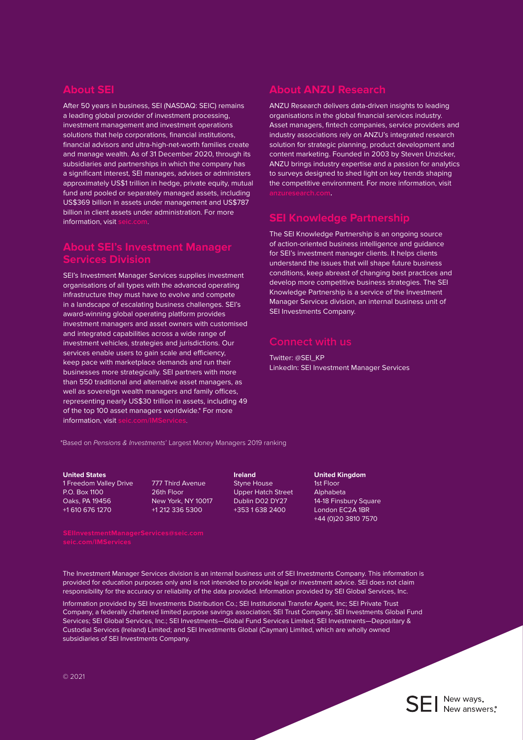## About SEI

After 50 years in business, SEI (NASDAQ: SEIC) remains a leading global provider of investment processing, investment management and investment operations solutions that help corporations, financial institutions, financial advisors and ultra-high-net-worth families create and manage wealth. As of 31 December 2020, through its subsidiaries and partnerships in which the company has a significant interest, SEI manages, advises or administers approximately US$1 trillion in hedge, private equity, mutual fund and pooled or separately managed assets, including US$369 billion in assets under management and US$787 billion in client assets under administration. For more information, visit seic.com.

## About SEI's Investment Manager Services Division

SEI's Investment Manager Services supplies investment organisations of all types with the advanced operating infrastructure they must have to evolve and compete in a landscape of escalating business challenges. SEI's award-winning global operating platform provides investment managers and asset owners with customised and integrated capabilities across a wide range of investment vehicles, strategies and jurisdictions. Our services enable users to gain scale and efficiency, keep pace with marketplace demands and run their businesses more strategically. SEI partners with more than 550 traditional and alternative asset managers, as well as sovereign wealth managers and family offices, representing nearly US$30 trillion in assets, including 49 of the top 100 asset managers worldwide.* For more information, visit seic.com/IMServices.

## About ANZU Research

ANZU Research delivers data-driven insights to leading organisations in the global financial services industry. Asset managers, fintech companies, service providers and industry associations rely on ANZU's integrated research solution for strategic planning, product development and content marketing. Founded in 2003 by Steven Unzicker, ANZU brings industry expertise and a passion for analytics to surveys designed to shed light on key trends shaping the competitive environment. For more information, visit anzuresearch.com.

## SEI Knowledge Partnership

The SEI Knowledge Partnership is an ongoing source of action-oriented business intelligence and guidance for SEI's investment manager clients. It helps clients understand the issues that will shape future business conditions, keep abreast of changing best practices and develop more competitive business strategies. The SEI Knowledge Partnership is a service of the Investment Manager Services division, an internal business unit of SEI Investments Company.

## Connect with us

Twitter: @SEI_KP
LinkedIn: SEI Investment Manager Services

*Based on *Pensions & Investments'* Largest Money Managers 2019 ranking

**United States**
1 Freedom Valley Drive
P.O. Box 1100
Oaks, PA 19456
+1 610 676 1270

777 Third Avenue
26th Floor
New York, NY 10017
+1 212 336 5300

**Ireland**
Styne House
Upper Hatch Street
Dublin D02 DY27
+353 1 638 2400

**United Kingdom**
1st Floor
Alphabeta
14-18 Finsbury Square
London EC2A 1BR
+44 (0)20 3810 7570

**SEIInvestmentManagerServices@seic.com**
**seic.com/IMServices**

The Investment Manager Services division is an internal business unit of SEI Investments Company. This information is provided for education purposes only and is not intended to provide legal or investment advice. SEI does not claim responsibility for the accuracy or reliability of the data provided. Information provided by SEI Global Services, Inc.

Information provided by SEI Investments Distribution Co.; SEI Institutional Transfer Agent, Inc; SEI Private Trust Company, a federally chartered limited purpose savings association; SEI Trust Company; SEI Investments Global Fund Services; SEI Global Services, Inc.; SEI Investments—Global Fund Services Limited; SEI Investments—Depositary & Custodial Services (Ireland) Limited; and SEI Investments Global (Cayman) Limited, which are wholly owned subsidiaries of SEI Investments Company.

© 2021

SEI New ways. New answers.®